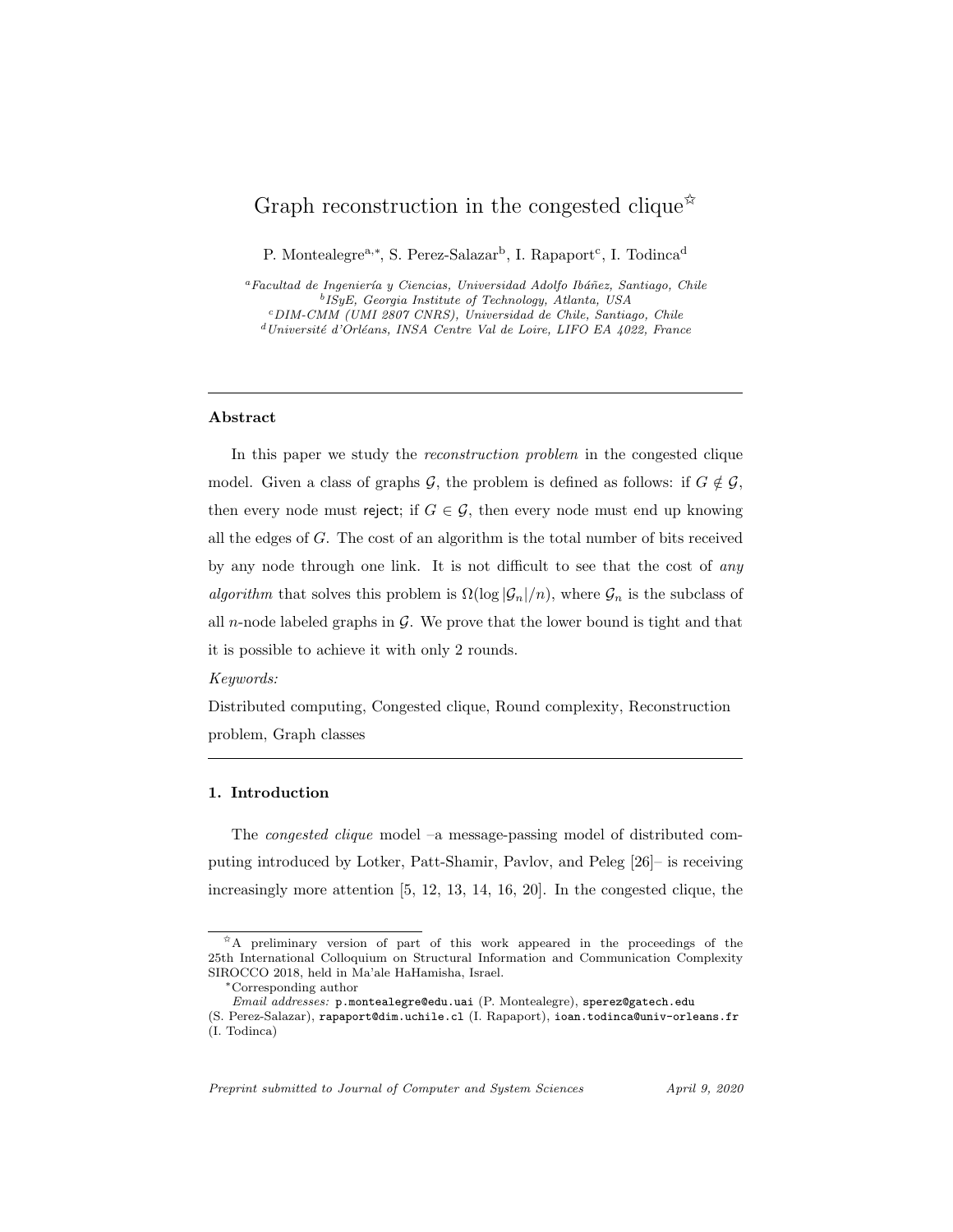# Graph reconstruction in the congested clique[☆]

P. Montealegre[a,*], S. Perez-Salazar[b], I. Rapaport[c], I. Todinca[d]

[a] *Facultad de Ingeniería y Ciencias, Universidad Adolfo Ibáñez, Santiago, Chile*
[b] *ISyE, Georgia Institute of Technology, Atlanta, USA*
[c] *DIM-CMM (UMI 2807 CNRS), Universidad de Chile, Santiago, Chile*
[d] *Université d'Orléans, INSA Centre Val de Loire, LIFO EA 4022, France*

---

## Abstract

In this paper we study the *reconstruction problem* in the congested clique model. Given a class of graphs $\mathcal{G}$, the problem is defined as follows: if $G \notin \mathcal{G}$, then every node must reject; if $G \in \mathcal{G}$, then every node must end up knowing all the edges of $G$. The cost of an algorithm is the total number of bits received by any node through one link. It is not difficult to see that the cost of *any algorithm* that solves this problem is $\Omega(\log |\mathcal{G}_n|/n)$, where $\mathcal{G}_n$ is the subclass of all $n$-node labeled graphs in $\mathcal{G}$. We prove that the lower bound is tight and that it is possible to achieve it with only 2 rounds.

*Keywords:*
Distributed computing, Congested clique, Round complexity, Reconstruction problem, Graph classes

---

## 1. Introduction

The *congested clique* model –a message-passing model of distributed computing introduced by Lotker, Patt-Shamir, Pavlov, and Peleg [26]– is receiving increasingly more attention [5, 12, 13, 14, 16, 20]. In the congested clique, the

---

[☆] A preliminary version of part of this work appeared in the proceedings of the 25th International Colloquium on Structural Information and Communication Complexity SIROCCO 2018, held in Ma'ale HaHamisha, Israel.

[*] Corresponding author

*Email addresses:* p.montealegre@edu.uai (P. Montealegre), sperez@gatech.edu (S. Perez-Salazar), rapaport@dim.uchile.cl (I. Rapaport), ioan.todinca@univ-orleans.fr (I. Todinca)

*Preprint submitted to Journal of Computer and System Sciences April 9, 2020*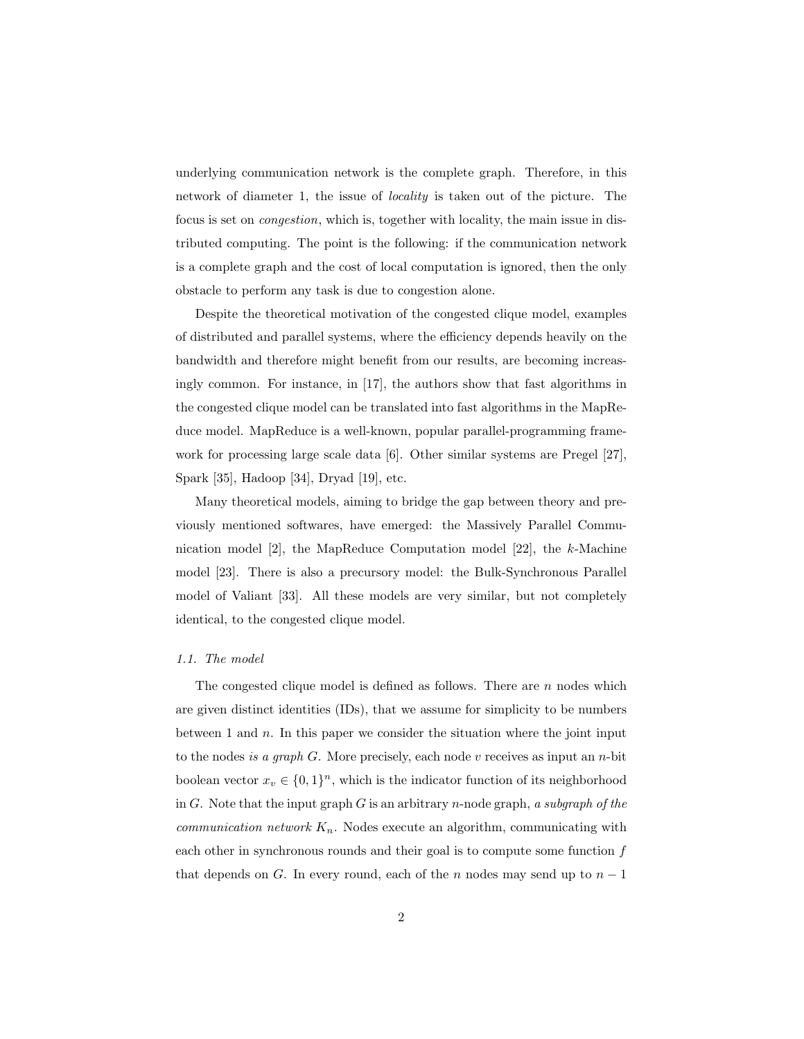underlying communication network is the complete graph. Therefore, in this network of diameter 1, the issue of *locality* is taken out of the picture. The focus is set on *congestion*, which is, together with locality, the main issue in distributed computing. The point is the following: if the communication network is a complete graph and the cost of local computation is ignored, then the only obstacle to perform any task is due to congestion alone.

Despite the theoretical motivation of the congested clique model, examples of distributed and parallel systems, where the efficiency depends heavily on the bandwidth and therefore might benefit from our results, are becoming increasingly common. For instance, in [17], the authors show that fast algorithms in the congested clique model can be translated into fast algorithms in the MapReduce model. MapReduce is a well-known, popular parallel-programming framework for processing large scale data [6]. Other similar systems are Pregel [27], Spark [35], Hadoop [34], Dryad [19], etc.

Many theoretical models, aiming to bridge the gap between theory and previously mentioned softwares, have emerged: the Massively Parallel Communication model [2], the MapReduce Computation model [22], the $k$-Machine model [23]. There is also a precursory model: the Bulk-Synchronous Parallel model of Valiant [33]. All these models are very similar, but not completely identical, to the congested clique model.

### *1.1. The model*

The congested clique model is defined as follows. There are $n$ nodes which are given distinct identities (IDs), that we assume for simplicity to be numbers between 1 and $n$. In this paper we consider the situation where the joint input to the nodes *is a graph* $G$. More precisely, each node $v$ receives as input an $n$-bit boolean vector $x_v \in \{0,1\}^n$, which is the indicator function of its neighborhood in $G$. Note that the input graph $G$ is an arbitrary $n$-node graph, *a subgraph of the communication network* $K_n$. Nodes execute an algorithm, communicating with each other in synchronous rounds and their goal is to compute some function $f$ that depends on $G$. In every round, each of the $n$ nodes may send up to $n-1$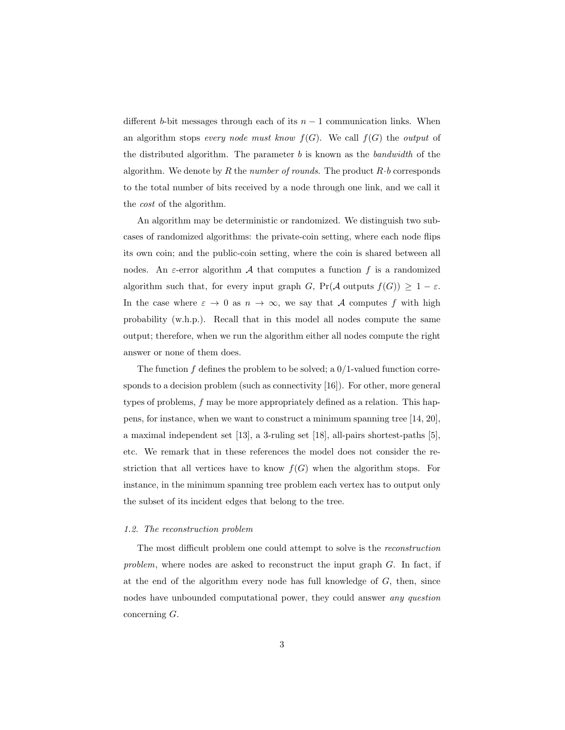different $b$-bit messages through each of its $n-1$ communication links. When an algorithm stops *every node must know* $f(G)$. We call $f(G)$ the *output* of the distributed algorithm. The parameter $b$ is known as the *bandwidth* of the algorithm. We denote by $R$ the *number of rounds*. The product $R \cdot b$ corresponds to the total number of bits received by a node through one link, and we call it the *cost* of the algorithm.

An algorithm may be deterministic or randomized. We distinguish two subcases of randomized algorithms: the private-coin setting, where each node flips its own coin; and the public-coin setting, where the coin is shared between all nodes. An $\varepsilon$-error algorithm $\mathcal{A}$ that computes a function $f$ is a randomized algorithm such that, for every input graph $G$, $\Pr(\mathcal{A} \text{ outputs } f(G)) \geq 1 - \varepsilon$. In the case where $\varepsilon \to 0$ as $n \to \infty$, we say that $\mathcal{A}$ computes $f$ with high probability (w.h.p.). Recall that in this model all nodes compute the same output; therefore, when we run the algorithm either all nodes compute the right answer or none of them does.

The function $f$ defines the problem to be solved; a 0/1-valued function corresponds to a decision problem (such as connectivity [16]). For other, more general types of problems, $f$ may be more appropriately defined as a relation. This happens, for instance, when we want to construct a minimum spanning tree [14, 20], a maximal independent set [13], a 3-ruling set [18], all-pairs shortest-paths [5], etc. We remark that in these references the model does not consider the restriction that all vertices have to know $f(G)$ when the algorithm stops. For instance, in the minimum spanning tree problem each vertex has to output only the subset of its incident edges that belong to the tree.

### *1.2. The reconstruction problem*

The most difficult problem one could attempt to solve is the *reconstruction problem*, where nodes are asked to reconstruct the input graph $G$. In fact, if at the end of the algorithm every node has full knowledge of $G$, then, since nodes have unbounded computational power, they could answer *any question* concerning $G$.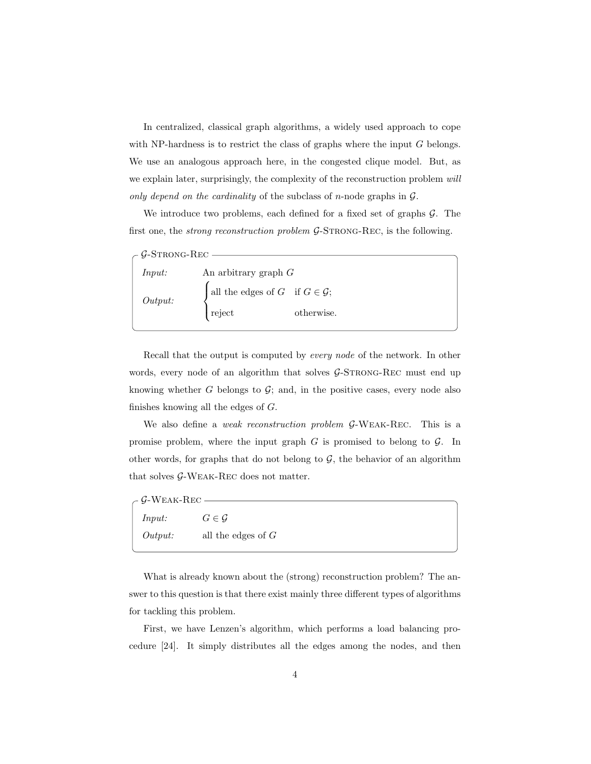In centralized, classical graph algorithms, a widely used approach to cope with NP-hardness is to restrict the class of graphs where the input $G$ belongs. We use an analogous approach here, in the congested clique model. But, as we explain later, surprisingly, the complexity of the reconstruction problem *will only depend on the cardinality* of the subclass of $n$-node graphs in $\mathcal{G}$.

We introduce two problems, each defined for a fixed set of graphs $\mathcal{G}$. The first one, the *strong reconstruction problem* $\mathcal{G}$-Strong-Rec, is the following.

**$\mathcal{G}$-Strong-Rec**

*Input:* An arbitrary graph $G$

*Output:*
$$\begin{cases} \text{all the edges of } G & \text{if } G \in \mathcal{G}; \\ \text{reject} & \text{otherwise.} \end{cases}$$

Recall that the output is computed by *every node* of the network. In other words, every node of an algorithm that solves $\mathcal{G}$-Strong-Rec must end up knowing whether $G$ belongs to $\mathcal{G}$; and, in the positive cases, every node also finishes knowing all the edges of $G$.

We also define a *weak reconstruction problem* $\mathcal{G}$-Weak-Rec. This is a promise problem, where the input graph $G$ is promised to belong to $\mathcal{G}$. In other words, for graphs that do not belong to $\mathcal{G}$, the behavior of an algorithm that solves $\mathcal{G}$-Weak-Rec does not matter.

**$\mathcal{G}$-Weak-Rec**

*Input:* $G \in \mathcal{G}$

*Output:* all the edges of $G$

What is already known about the (strong) reconstruction problem? The answer to this question is that there exist mainly three different types of algorithms for tackling this problem.

First, we have Lenzen's algorithm, which performs a load balancing procedure [24]. It simply distributes all the edges among the nodes, and then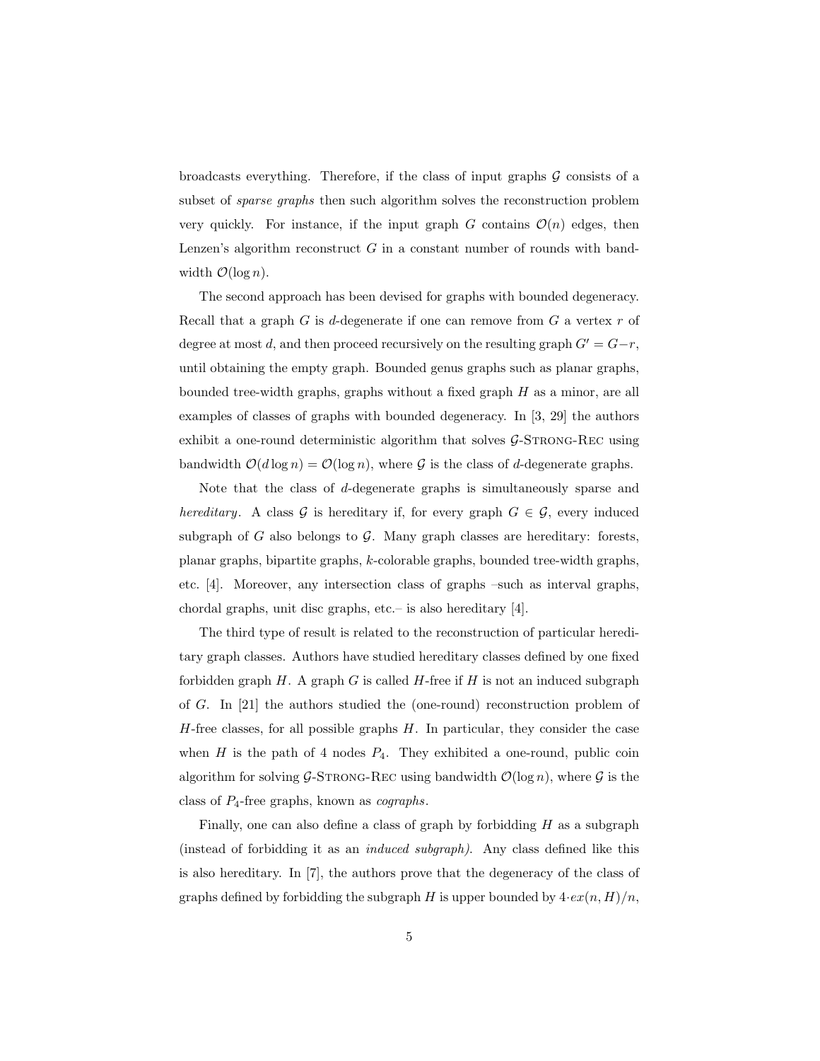broadcasts everything. Therefore, if the class of input graphs $\mathcal{G}$ consists of a subset of *sparse graphs* then such algorithm solves the reconstruction problem very quickly. For instance, if the input graph $G$ contains $\mathcal{O}(n)$ edges, then Lenzen's algorithm reconstruct $G$ in a constant number of rounds with bandwidth $\mathcal{O}(\log n)$.

The second approach has been devised for graphs with bounded degeneracy. Recall that a graph $G$ is $d$-degenerate if one can remove from $G$ a vertex $r$ of degree at most $d$, and then proceed recursively on the resulting graph $G' = G - r$, until obtaining the empty graph. Bounded genus graphs such as planar graphs, bounded tree-width graphs, graphs without a fixed graph $H$ as a minor, are all examples of classes of graphs with bounded degeneracy. In [3, 29] the authors exhibit a one-round deterministic algorithm that solves $\mathcal{G}$-Strong-Rec using bandwidth $\mathcal{O}(d \log n) = \mathcal{O}(\log n)$, where $\mathcal{G}$ is the class of $d$-degenerate graphs.

Note that the class of $d$-degenerate graphs is simultaneously sparse and *hereditary*. A class $\mathcal{G}$ is hereditary if, for every graph $G \in \mathcal{G}$, every induced subgraph of $G$ also belongs to $\mathcal{G}$. Many graph classes are hereditary: forests, planar graphs, bipartite graphs, $k$-colorable graphs, bounded tree-width graphs, etc. [4]. Moreover, any intersection class of graphs –such as interval graphs, chordal graphs, unit disc graphs, etc.– is also hereditary [4].

The third type of result is related to the reconstruction of particular hereditary graph classes. Authors have studied hereditary classes defined by one fixed forbidden graph $H$. A graph $G$ is called $H$-free if $H$ is not an induced subgraph of $G$. In [21] the authors studied the (one-round) reconstruction problem of $H$-free classes, for all possible graphs $H$. In particular, they consider the case when $H$ is the path of 4 nodes $P_4$. They exhibited a one-round, public coin algorithm for solving $\mathcal{G}$-Strong-Rec using bandwidth $\mathcal{O}(\log n)$, where $\mathcal{G}$ is the class of $P_4$-free graphs, known as *cographs*.

Finally, one can also define a class of graph by forbidding $H$ as a subgraph (instead of forbidding it as an *induced subgraph).* Any class defined like this is also hereditary. In [7], the authors prove that the degeneracy of the class of graphs defined by forbidding the subgraph $H$ is upper bounded by $4 \cdot ex(n, H)/n$,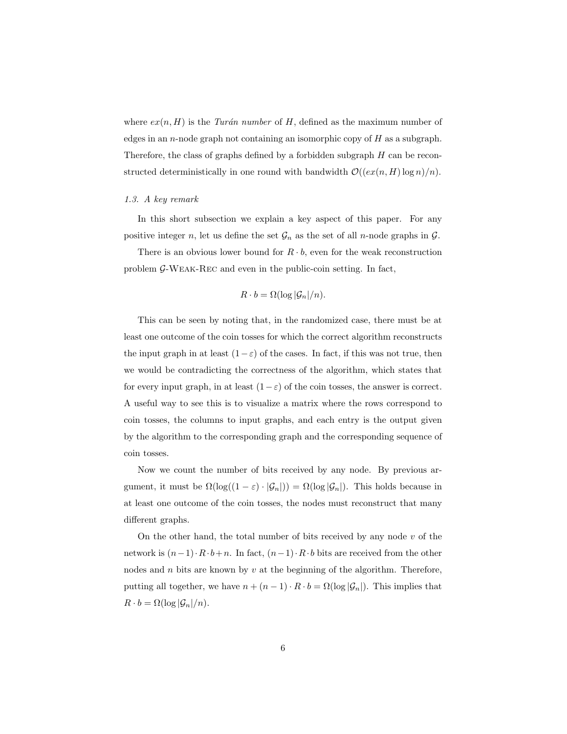where $ex(n, H)$ is the *Turán number* of $H$, defined as the maximum number of edges in an $n$-node graph not containing an isomorphic copy of $H$ as a subgraph. Therefore, the class of graphs defined by a forbidden subgraph $H$ can be reconstructed deterministically in one round with bandwidth $\mathcal{O}((ex(n, H) \log n)/n)$.

### 1.3. A key remark

In this short subsection we explain a key aspect of this paper. For any positive integer $n$, let us define the set $\mathcal{G}_n$ as the set of all $n$-node graphs in $\mathcal{G}$.

There is an obvious lower bound for $R \cdot b$, even for the weak reconstruction problem $\mathcal{G}$-Weak-Rec and even in the public-coin setting. In fact,

$$R \cdot b = \Omega(\log |\mathcal{G}_n|/n).$$

This can be seen by noting that, in the randomized case, there must be at least one outcome of the coin tosses for which the correct algorithm reconstructs the input graph in at least $(1-\varepsilon)$ of the cases. In fact, if this was not true, then we would be contradicting the correctness of the algorithm, which states that for every input graph, in at least $(1-\varepsilon)$ of the coin tosses, the answer is correct. A useful way to see this is to visualize a matrix where the rows correspond to coin tosses, the columns to input graphs, and each entry is the output given by the algorithm to the corresponding graph and the corresponding sequence of coin tosses.

Now we count the number of bits received by any node. By previous argument, it must be $\Omega(\log((1-\varepsilon) \cdot |\mathcal{G}_n|)) = \Omega(\log |\mathcal{G}_n|)$. This holds because in at least one outcome of the coin tosses, the nodes must reconstruct that many different graphs.

On the other hand, the total number of bits received by any node $v$ of the network is $(n-1) \cdot R \cdot b + n$. In fact, $(n-1) \cdot R \cdot b$ bits are received from the other nodes and $n$ bits are known by $v$ at the beginning of the algorithm. Therefore, putting all together, we have $n + (n-1) \cdot R \cdot b = \Omega(\log |\mathcal{G}_n|)$. This implies that $R \cdot b = \Omega(\log |\mathcal{G}_n|/n)$.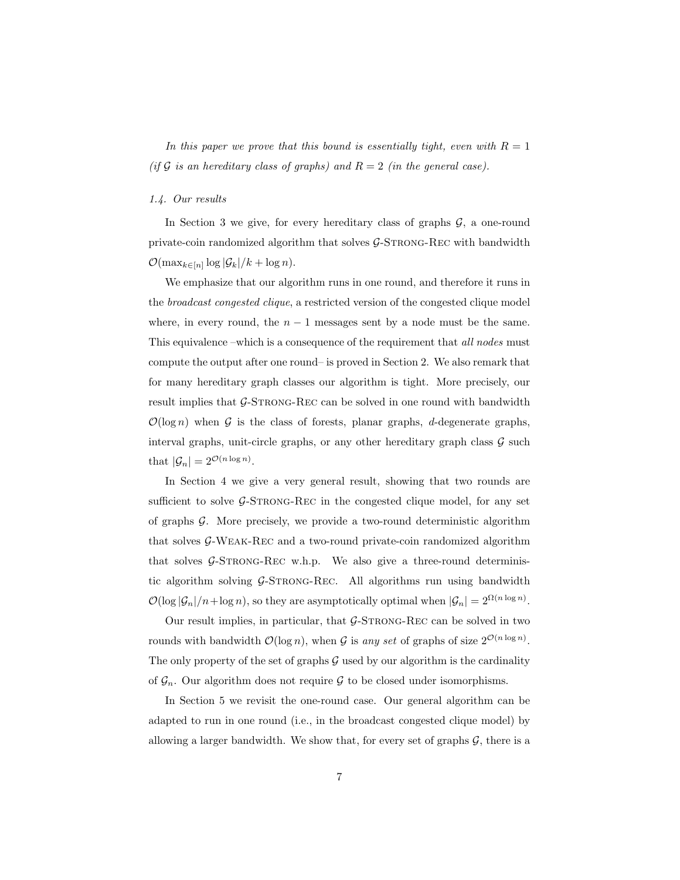*In this paper we prove that this bound is essentially tight, even with $R = 1$ (if $\mathcal{G}$ is an hereditary class of graphs) and $R = 2$ (in the general case).*

### 1.4. Our results

In Section 3 we give, for every hereditary class of graphs $\mathcal{G}$, a one-round private-coin randomized algorithm that solves $\mathcal{G}$-Strong-Rec with bandwidth $\mathcal{O}(\max_{k \in [n]} \log |\mathcal{G}_k|/k + \log n)$.

We emphasize that our algorithm runs in one round, and therefore it runs in the *broadcast congested clique*, a restricted version of the congested clique model where, in every round, the $n-1$ messages sent by a node must be the same. This equivalence –which is a consequence of the requirement that *all nodes* must compute the output after one round– is proved in Section 2. We also remark that for many hereditary graph classes our algorithm is tight. More precisely, our result implies that $\mathcal{G}$-Strong-Rec can be solved in one round with bandwidth $\mathcal{O}(\log n)$ when $\mathcal{G}$ is the class of forests, planar graphs, $d$-degenerate graphs, interval graphs, unit-circle graphs, or any other hereditary graph class $\mathcal{G}$ such that $|\mathcal{G}_n| = 2^{\mathcal{O}(n \log n)}$.

In Section 4 we give a very general result, showing that two rounds are sufficient to solve $\mathcal{G}$-Strong-Rec in the congested clique model, for any set of graphs $\mathcal{G}$. More precisely, we provide a two-round deterministic algorithm that solves $\mathcal{G}$-Weak-Rec and a two-round private-coin randomized algorithm that solves $\mathcal{G}$-Strong-Rec w.h.p. We also give a three-round deterministic algorithm solving $\mathcal{G}$-Strong-Rec. All algorithms run using bandwidth $\mathcal{O}(\log |\mathcal{G}_n|/n + \log n)$, so they are asymptotically optimal when $|\mathcal{G}_n| = 2^{\Omega(n \log n)}$.

Our result implies, in particular, that $\mathcal{G}$-Strong-Rec can be solved in two rounds with bandwidth $\mathcal{O}(\log n)$, when $\mathcal{G}$ is *any set* of graphs of size $2^{\mathcal{O}(n \log n)}$. The only property of the set of graphs $\mathcal{G}$ used by our algorithm is the cardinality of $\mathcal{G}_n$. Our algorithm does not require $\mathcal{G}$ to be closed under isomorphisms.

In Section 5 we revisit the one-round case. Our general algorithm can be adapted to run in one round (i.e., in the broadcast congested clique model) by allowing a larger bandwidth. We show that, for every set of graphs $\mathcal{G}$, there is a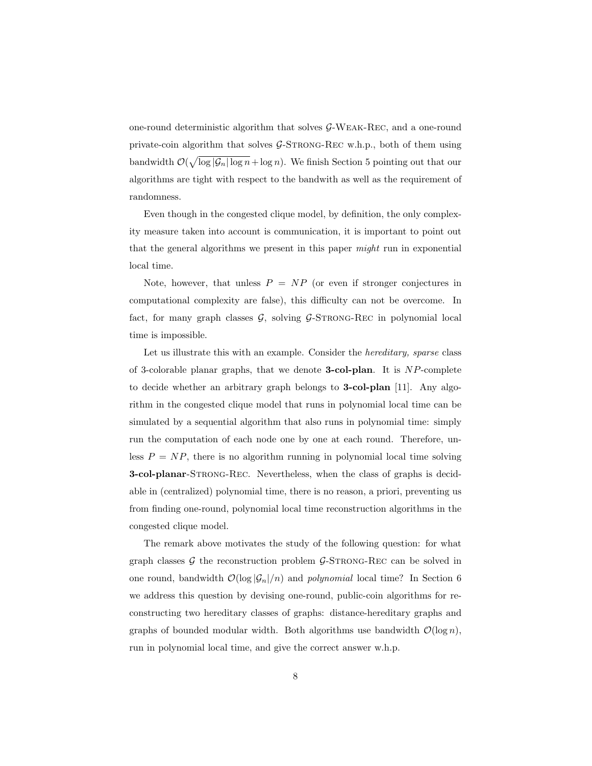one-round deterministic algorithm that solves $\mathcal{G}$-Weak-Rec, and a one-round private-coin algorithm that solves $\mathcal{G}$-Strong-Rec w.h.p., both of them using bandwidth $\mathcal{O}(\sqrt{\log |\mathcal{G}_n| \log n} + \log n)$. We finish Section 5 pointing out that our algorithms are tight with respect to the bandwith as well as the requirement of randomness.

Even though in the congested clique model, by definition, the only complexity measure taken into account is communication, it is important to point out that the general algorithms we present in this paper *might* run in exponential local time.

Note, however, that unless $P = NP$ (or even if stronger conjectures in computational complexity are false), this difficulty can not be overcome. In fact, for many graph classes $\mathcal{G}$, solving $\mathcal{G}$-Strong-Rec in polynomial local time is impossible.

Let us illustrate this with an example. Consider the *hereditary, sparse* class of 3-colorable planar graphs, that we denote **3-col-plan**. It is $NP$-complete to decide whether an arbitrary graph belongs to **3-col-plan** [11]. Any algorithm in the congested clique model that runs in polynomial local time can be simulated by a sequential algorithm that also runs in polynomial time: simply run the computation of each node one by one at each round. Therefore, unless $P = NP$, there is no algorithm running in polynomial local time solving **3-col-planar**-Strong-Rec. Nevertheless, when the class of graphs is decidable in (centralized) polynomial time, there is no reason, a priori, preventing us from finding one-round, polynomial local time reconstruction algorithms in the congested clique model.

The remark above motivates the study of the following question: for what graph classes $\mathcal{G}$ the reconstruction problem $\mathcal{G}$-Strong-Rec can be solved in one round, bandwidth $\mathcal{O}(\log |\mathcal{G}_n|/n)$ and *polynomial* local time? In Section 6 we address this question by devising one-round, public-coin algorithms for reconstructing two hereditary classes of graphs: distance-hereditary graphs and graphs of bounded modular width. Both algorithms use bandwidth $\mathcal{O}(\log n)$, run in polynomial local time, and give the correct answer w.h.p.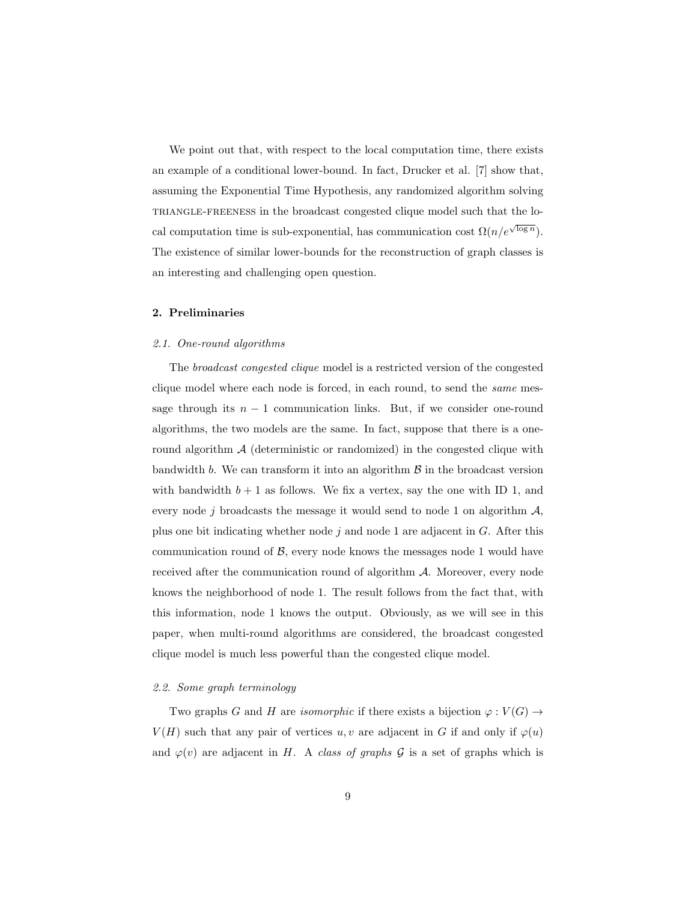We point out that, with respect to the local computation time, there exists an example of a conditional lower-bound. In fact, Drucker et al. [7] show that, assuming the Exponential Time Hypothesis, any randomized algorithm solving TRIANGLE-FREENESS in the broadcast congested clique model such that the local computation time is sub-exponential, has communication cost $\Omega(n/e^{\sqrt{\log n}})$. The existence of similar lower-bounds for the reconstruction of graph classes is an interesting and challenging open question.

## 2. Preliminaries

### 2.1. One-round algorithms

The *broadcast congested clique* model is a restricted version of the congested clique model where each node is forced, in each round, to send the *same* message through its $n-1$ communication links. But, if we consider one-round algorithms, the two models are the same. In fact, suppose that there is a one-round algorithm $\mathcal{A}$ (deterministic or randomized) in the congested clique with bandwidth $b$. We can transform it into an algorithm $\mathcal{B}$ in the broadcast version with bandwidth $b+1$ as follows. We fix a vertex, say the one with ID 1, and every node $j$ broadcasts the message it would send to node 1 on algorithm $\mathcal{A}$, plus one bit indicating whether node $j$ and node 1 are adjacent in $G$. After this communication round of $\mathcal{B}$, every node knows the messages node 1 would have received after the communication round of algorithm $\mathcal{A}$. Moreover, every node knows the neighborhood of node 1. The result follows from the fact that, with this information, node 1 knows the output. Obviously, as we will see in this paper, when multi-round algorithms are considered, the broadcast congested clique model is much less powerful than the congested clique model.

### 2.2. Some graph terminology

Two graphs $G$ and $H$ are *isomorphic* if there exists a bijection $\varphi : V(G) \to V(H)$ such that any pair of vertices $u, v$ are adjacent in $G$ if and only if $\varphi(u)$ and $\varphi(v)$ are adjacent in $H$. A *class of graphs* $\mathcal{G}$ is a set of graphs which is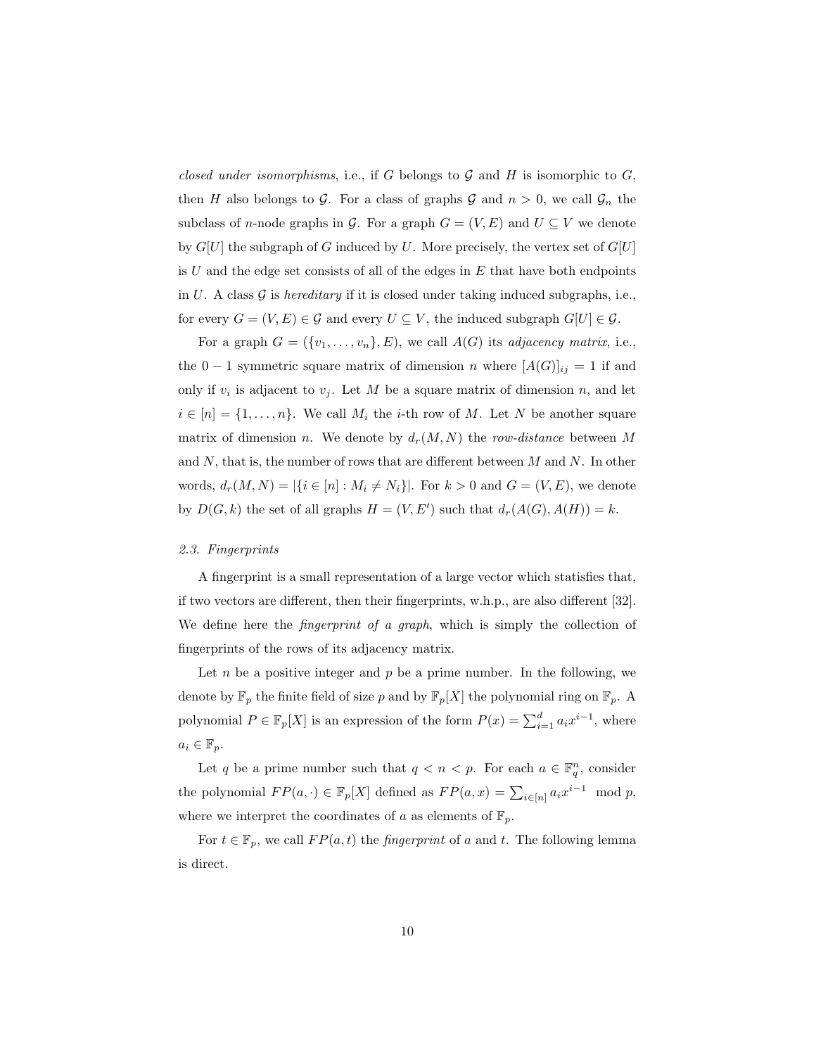*closed under isomorphisms*, i.e., if $G$ belongs to $\mathcal{G}$ and $H$ is isomorphic to $G$, then $H$ also belongs to $\mathcal{G}$. For a class of graphs $\mathcal{G}$ and $n > 0$, we call $\mathcal{G}_n$ the subclass of $n$-node graphs in $\mathcal{G}$. For a graph $G = (V, E)$ and $U \subseteq V$ we denote by $G[U]$ the subgraph of $G$ induced by $U$. More precisely, the vertex set of $G[U]$ is $U$ and the edge set consists of all of the edges in $E$ that have both endpoints in $U$. A class $\mathcal{G}$ is *hereditary* if it is closed under taking induced subgraphs, i.e., for every $G = (V, E) \in \mathcal{G}$ and every $U \subseteq V$, the induced subgraph $G[U] \in \mathcal{G}$.

For a graph $G = (\{v_1, \dots, v_n\}, E)$, we call $A(G)$ its *adjacency matrix*, i.e., the $0-1$ symmetric square matrix of dimension $n$ where $[A(G)]_{ij} = 1$ if and only if $v_i$ is adjacent to $v_j$. Let $M$ be a square matrix of dimension $n$, and let $i \in [n] = \{1, \dots, n\}$. We call $M_i$ the $i$-th row of $M$. Let $N$ be another square matrix of dimension $n$. We denote by $d_r(M, N)$ the *row-distance* between $M$ and $N$, that is, the number of rows that are different between $M$ and $N$. In other words, $d_r(M, N) = |\{i \in [n] : M_i \neq N_i\}|$. For $k > 0$ and $G = (V, E)$, we denote by $D(G, k)$ the set of all graphs $H = (V, E')$ such that $d_r(A(G), A(H)) = k$.

### 2.3. Fingerprints

A fingerprint is a small representation of a large vector which statisfies that, if two vectors are different, then their fingerprints, w.h.p., are also different [32]. We define here the *fingerprint of a graph*, which is simply the collection of fingerprints of the rows of its adjacency matrix.

Let $n$ be a positive integer and $p$ be a prime number. In the following, we denote by $\mathbb{F}_p$ the finite field of size $p$ and by $\mathbb{F}_p[X]$ the polynomial ring on $\mathbb{F}_p$. A polynomial $P \in \mathbb{F}_p[X]$ is an expression of the form $P(x) = \sum_{i=1}^{d} a_i x^{i-1}$, where $a_i \in \mathbb{F}_p$.

Let $q$ be a prime number such that $q < n < p$. For each $a \in \mathbb{F}_q^n$, consider the polynomial $FP(a, \cdot) \in \mathbb{F}_p[X]$ defined as $FP(a, x) = \sum_{i \in [n]} a_i x^{i-1} \mod p$, where we interpret the coordinates of $a$ as elements of $\mathbb{F}_p$.

For $t \in \mathbb{F}_p$, we call $FP(a, t)$ the *fingerprint* of $a$ and $t$. The following lemma is direct.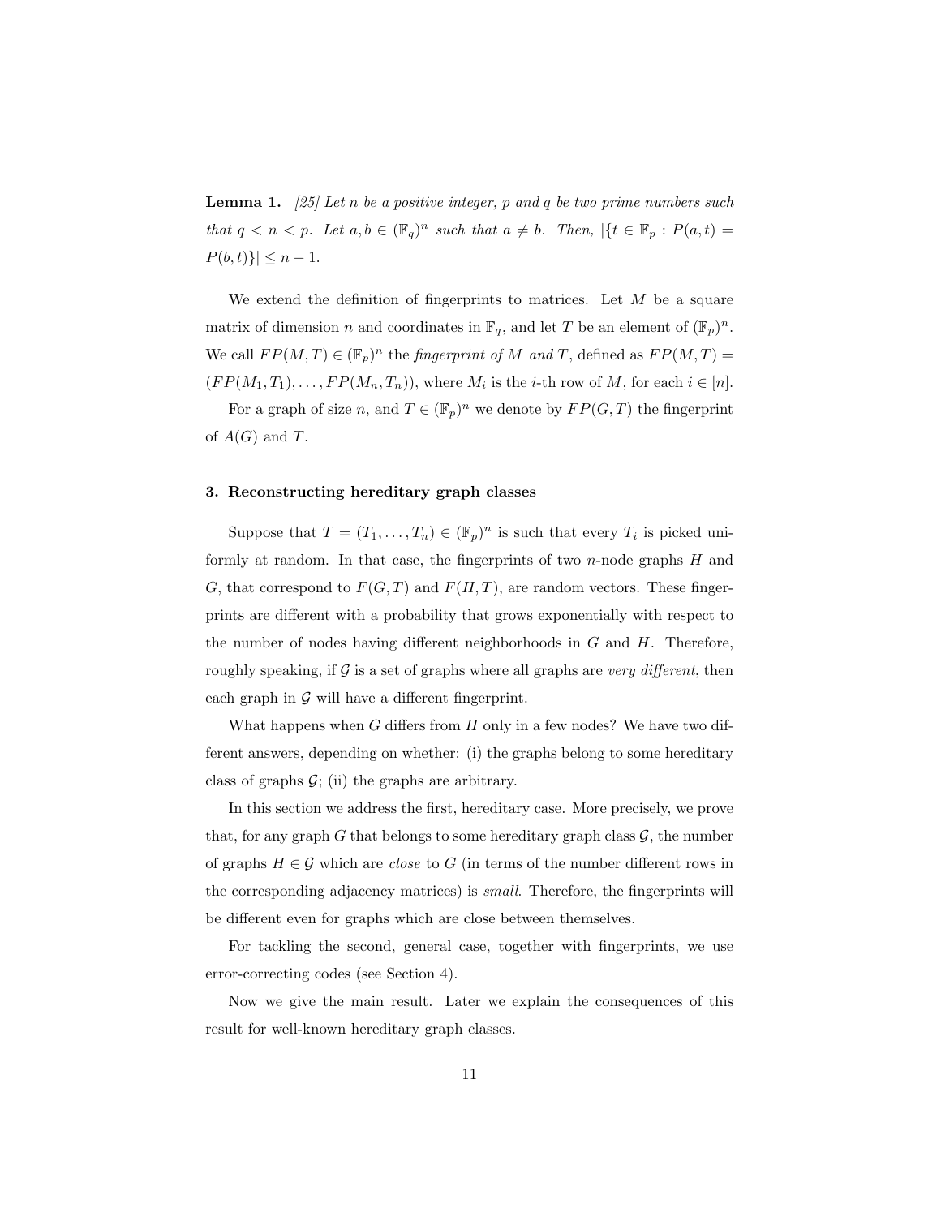**Lemma 1.** *[25] Let $n$ be a positive integer, $p$ and $q$ be two prime numbers such that $q < n < p$. Let $a, b \in (\mathbb{F}_q)^n$ such that $a \neq b$. Then, $|\{t \in \mathbb{F}_p : P(a,t) = P(b,t)\}| \leq n - 1$.*

We extend the definition of fingerprints to matrices. Let $M$ be a square matrix of dimension $n$ and coordinates in $\mathbb{F}_q$, and let $T$ be an element of $(\mathbb{F}_p)^n$. We call $FP(M,T) \in (\mathbb{F}_p)^n$ the *fingerprint of $M$ and $T$*, defined as $FP(M,T) = (FP(M_1,T_1), \ldots, FP(M_n,T_n))$, where $M_i$ is the $i$-th row of $M$, for each $i \in [n]$.

For a graph of size $n$, and $T \in (\mathbb{F}_p)^n$ we denote by $FP(G,T)$ the fingerprint of $A(G)$ and $T$.

## 3. Reconstructing hereditary graph classes

Suppose that $T = (T_1, \ldots, T_n) \in (\mathbb{F}_p)^n$ is such that every $T_i$ is picked uniformly at random. In that case, the fingerprints of two $n$-node graphs $H$ and $G$, that correspond to $F(G,T)$ and $F(H,T)$, are random vectors. These fingerprints are different with a probability that grows exponentially with respect to the number of nodes having different neighborhoods in $G$ and $H$. Therefore, roughly speaking, if $\mathcal{G}$ is a set of graphs where all graphs are *very different*, then each graph in $\mathcal{G}$ will have a different fingerprint.

What happens when $G$ differs from $H$ only in a few nodes? We have two different answers, depending on whether: (i) the graphs belong to some hereditary class of graphs $\mathcal{G}$; (ii) the graphs are arbitrary.

In this section we address the first, hereditary case. More precisely, we prove that, for any graph $G$ that belongs to some hereditary graph class $\mathcal{G}$, the number of graphs $H \in \mathcal{G}$ which are *close* to $G$ (in terms of the number different rows in the corresponding adjacency matrices) is *small*. Therefore, the fingerprints will be different even for graphs which are close between themselves.

For tackling the second, general case, together with fingerprints, we use error-correcting codes (see Section 4).

Now we give the main result. Later we explain the consequences of this result for well-known hereditary graph classes.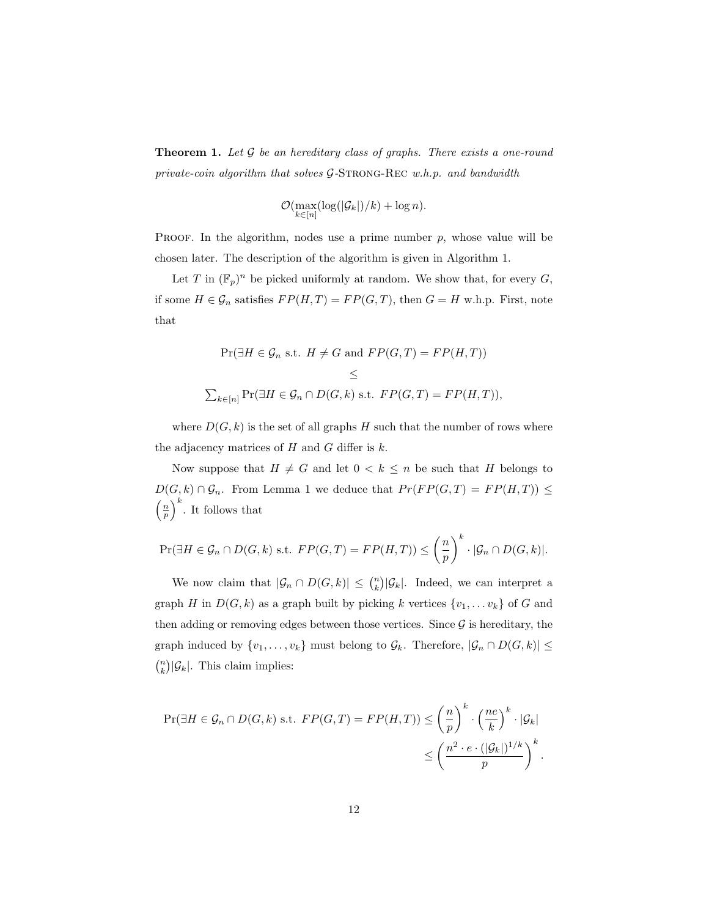**Theorem 1.** *Let $\mathcal{G}$ be an hereditary class of graphs. There exists a one-round private-coin algorithm that solves $\mathcal{G}$-*Strong-Rec *w.h.p. and bandwidth*

$$\mathcal{O}(\max_{k \in [n]}(\log(|\mathcal{G}_k|)/k) + \log n).$$

Proof. In the algorithm, nodes use a prime number $p$, whose value will be chosen later. The description of the algorithm is given in Algorithm 1.

Let $T$ in $(\mathbb{F}_p)^n$ be picked uniformly at random. We show that, for every $G$, if some $H \in \mathcal{G}_n$ satisfies $FP(H,T) = FP(G,T)$, then $G = H$ w.h.p. First, note that

$$\Pr(\exists H \in \mathcal{G}_n \text{ s.t. } H \neq G \text{ and } FP(G,T) = FP(H,T)) \\ \leq \\ \sum_{k \in [n]} \Pr(\exists H \in \mathcal{G}_n \cap D(G,k) \text{ s.t. } FP(G,T) = FP(H,T)),$$

where $D(G,k)$ is the set of all graphs $H$ such that the number of rows where the adjacency matrices of $H$ and $G$ differ is $k$.

Now suppose that $H \neq G$ and let $0 < k \leq n$ be such that $H$ belongs to $D(G,k) \cap \mathcal{G}_n$. From Lemma 1 we deduce that $Pr(FP(G,T) = FP(H,T)) \leq \left(\frac{n}{p}\right)^k$. It follows that

$$\Pr(\exists H \in \mathcal{G}_n \cap D(G,k) \text{ s.t. } FP(G,T) = FP(H,T)) \leq \left(\frac{n}{p}\right)^k \cdot |\mathcal{G}_n \cap D(G,k)|.$$

We now claim that $|\mathcal{G}_n \cap D(G,k)| \leq \binom{n}{k}|\mathcal{G}_k|$. Indeed, we can interpret a graph $H$ in $D(G,k)$ as a graph built by picking $k$ vertices $\{v_1, \dots v_k\}$ of $G$ and then adding or removing edges between those vertices. Since $\mathcal{G}$ is hereditary, the graph induced by $\{v_1, \dots, v_k\}$ must belong to $\mathcal{G}_k$. Therefore, $|\mathcal{G}_n \cap D(G,k)| \leq \binom{n}{k}|\mathcal{G}_k|$. This claim implies:

$$\begin{aligned}
\Pr(\exists H \in \mathcal{G}_n \cap D(G,k) \text{ s.t. } FP(G,T) = FP(H,T)) &\leq \left(\frac{n}{p}\right)^k \cdot \left(\frac{ne}{k}\right)^k \cdot |\mathcal{G}_k| \\
&\leq \left(\frac{n^2 \cdot e \cdot (|\mathcal{G}_k|)^{1/k}}{p}\right)^k.
\end{aligned}$$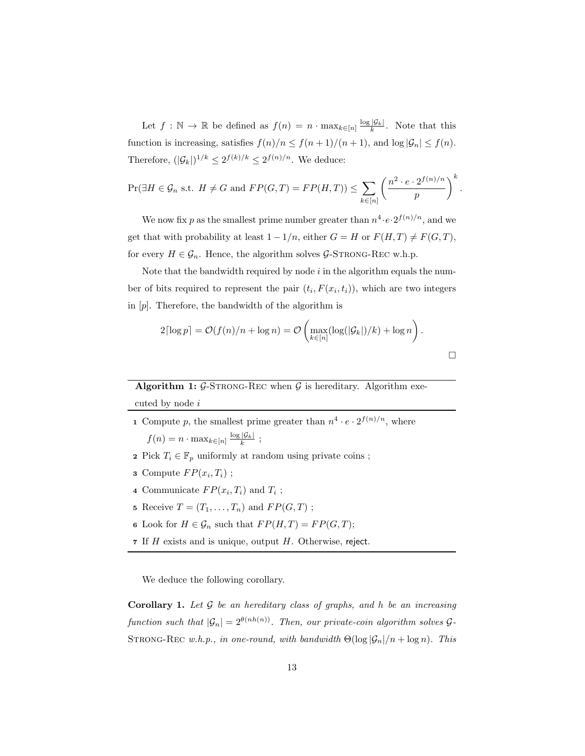Let $f : \mathbb{N} \to \mathbb{R}$ be defined as $f(n) = n \cdot \max_{k \in [n]} \frac{\log |\mathcal{G}_k|}{k}$. Note that this function is increasing, satisfies $f(n)/n \leq f(n+1)/(n+1)$, and $\log |\mathcal{G}_n| \leq f(n)$. Therefore, $(|\mathcal{G}_k|)^{1/k} \leq 2^{f(k)/k} \leq 2^{f(n)/n}$. We deduce:

$$\Pr(\exists H \in \mathcal{G}_n \text{ s.t. } H \neq G \text{ and } FP(G,T) = FP(H,T)) \leq \sum_{k \in [n]} \left( \frac{n^2 \cdot e \cdot 2^{f(n)/n}}{p} \right)^k.$$

We now fix $p$ as the smallest prime number greater than $n^4 \cdot e \cdot 2^{f(n)/n}$, and we get that with probability at least $1 - 1/n$, either $G = H$ or $F(H,T) \neq F(G,T)$, for every $H \in \mathcal{G}_n$. Hence, the algorithm solves $\mathcal{G}$-Strong-Rec w.h.p.

Note that the bandwidth required by node $i$ in the algorithm equals the number of bits required to represent the pair $(t_i, F(x_i, t_i))$, which are two integers in $[p]$. Therefore, the bandwidth of the algorithm is

$$2\lceil \log p \rceil = \mathcal{O}(f(n)/n + \log n) = \mathcal{O}\left( \max_{k \in [n]} (\log(|\mathcal{G}_k|)/k) + \log n \right).$$

□

---

**Algorithm 1:** $\mathcal{G}$-Strong-Rec when $\mathcal{G}$ is hereditary. Algorithm executed by node $i$

---

1. Compute $p$, the smallest prime greater than $n^4 \cdot e \cdot 2^{f(n)/n}$, where $f(n) = n \cdot \max_{k \in [n]} \frac{\log |\mathcal{G}_k|}{k}$ ;
2. Pick $T_i \in \mathbb{F}_p$ uniformly at random using private coins ;
3. Compute $FP(x_i, T_i)$ ;
4. Communicate $FP(x_i, T_i)$ and $T_i$ ;
5. Receive $T = (T_1, \dots, T_n)$ and $FP(G,T)$ ;
6. Look for $H \in \mathcal{G}_n$ such that $FP(H,T) = FP(G,T)$;
7. If $H$ exists and is unique, output $H$. Otherwise, reject.

---

We deduce the following corollary.

**Corollary 1.** *Let $\mathcal{G}$ be an hereditary class of graphs, and $h$ be an increasing function such that $|\mathcal{G}_n| = 2^{\theta(nh(n))}$. Then, our private-coin algorithm solves $\mathcal{G}$-Strong-Rec w.h.p., in one-round, with bandwidth $\Theta(\log |\mathcal{G}_n|/n + \log n)$. This*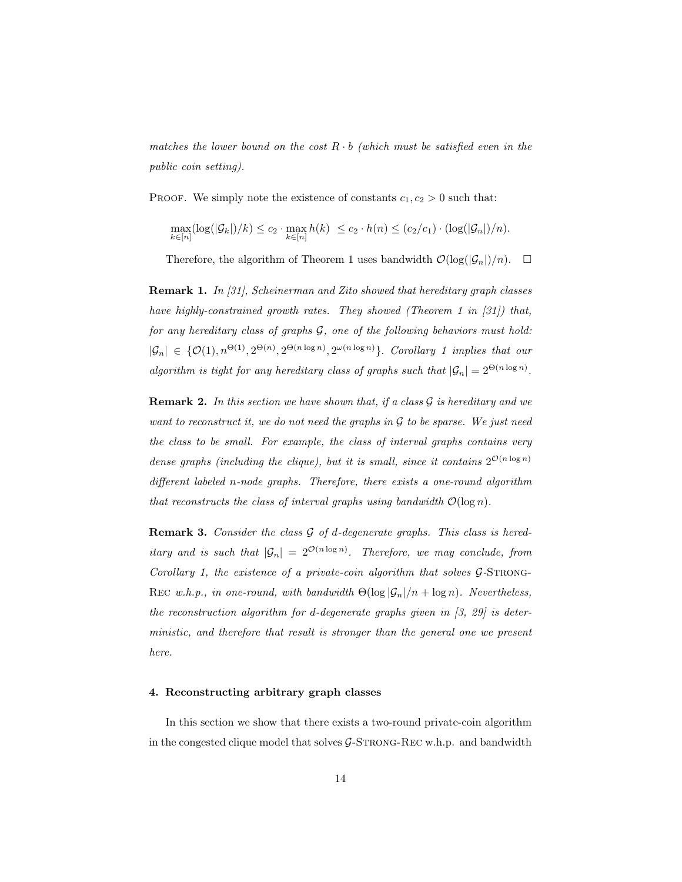*matches the lower bound on the cost $R \cdot b$ (which must be satisfied even in the public coin setting).*

PROOF. We simply note the existence of constants $c_1, c_2 > 0$ such that:

$$\max_{k \in [n]} (\log(|\mathcal{G}_k|)/k) \leq c_2 \cdot \max_{k \in [n]} h(k) \ \leq c_2 \cdot h(n) \leq (c_2/c_1) \cdot (\log(|\mathcal{G}_n|)/n).$$

Therefore, the algorithm of Theorem 1 uses bandwidth $\mathcal{O}(\log(|\mathcal{G}_n|)/n)$. $\square$

**Remark 1.** *In [31], Scheinerman and Zito showed that hereditary graph classes have highly-constrained growth rates. They showed (Theorem 1 in [31]) that, for any hereditary class of graphs $\mathcal{G}$, one of the following behaviors must hold: $|\mathcal{G}_n| \in \{\mathcal{O}(1), n^{\Theta(1)}, 2^{\Theta(n)}, 2^{\Theta(n \log n)}, 2^{\omega(n \log n)}\}$. Corollary 1 implies that our algorithm is tight for any hereditary class of graphs such that $|\mathcal{G}_n| = 2^{\Theta(n \log n)}$.*

**Remark 2.** *In this section we have shown that, if a class $\mathcal{G}$ is hereditary and we want to reconstruct it, we do not need the graphs in $\mathcal{G}$ to be sparse. We just need the class to be small. For example, the class of interval graphs contains very dense graphs (including the clique), but it is small, since it contains $2^{\mathcal{O}(n \log n)}$ different labeled $n$-node graphs. Therefore, there exists a one-round algorithm that reconstructs the class of interval graphs using bandwidth $\mathcal{O}(\log n)$.*

**Remark 3.** *Consider the class $\mathcal{G}$ of $d$-degenerate graphs. This class is hereditary and is such that $|\mathcal{G}_n| = 2^{\mathcal{O}(n \log n)}$. Therefore, we may conclude, from Corollary 1, the existence of a private-coin algorithm that solves $\mathcal{G}$-STRONG-REC w.h.p., in one-round, with bandwidth $\Theta(\log |\mathcal{G}_n|/n + \log n)$. Nevertheless, the reconstruction algorithm for $d$-degenerate graphs given in [3, 29] is deterministic, and therefore that result is stronger than the general one we present here.*

## 4. Reconstructing arbitrary graph classes

In this section we show that there exists a two-round private-coin algorithm in the congested clique model that solves $\mathcal{G}$-STRONG-REC w.h.p. and bandwidth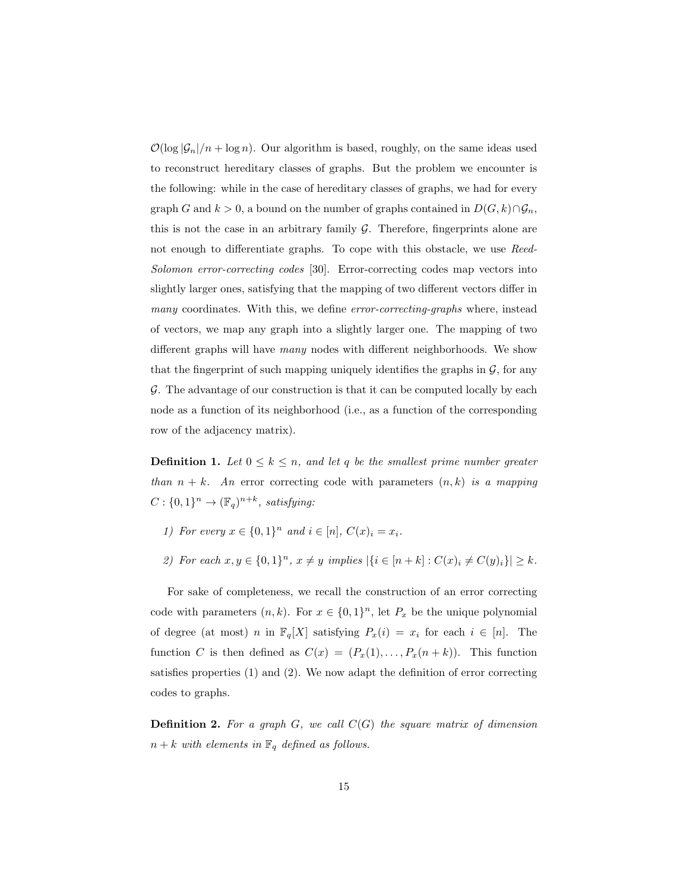$\mathcal{O}(\log |\mathcal{G}_n|/n + \log n)$. Our algorithm is based, roughly, on the same ideas used to reconstruct hereditary classes of graphs. But the problem we encounter is the following: while in the case of hereditary classes of graphs, we had for every graph $G$ and $k > 0$, a bound on the number of graphs contained in $D(G, k) \cap \mathcal{G}_n$, this is not the case in an arbitrary family $\mathcal{G}$. Therefore, fingerprints alone are not enough to differentiate graphs. To cope with this obstacle, we use *Reed-Solomon error-correcting codes* [30]. Error-correcting codes map vectors into slightly larger ones, satisfying that the mapping of two different vectors differ in *many* coordinates. With this, we define *error-correcting-graphs* where, instead of vectors, we map any graph into a slightly larger one. The mapping of two different graphs will have *many* nodes with different neighborhoods. We show that the fingerprint of such mapping uniquely identifies the graphs in $\mathcal{G}$, for any $\mathcal{G}$. The advantage of our construction is that it can be computed locally by each node as a function of its neighborhood (i.e., as a function of the corresponding row of the adjacency matrix).

**Definition 1.** *Let $0 \leq k \leq n$, and let $q$ be the smallest prime number greater than $n + k$. An* error correcting code *with parameters $(n, k)$ is a mapping $C : \{0,1\}^n \to (\mathbb{F}_q)^{n+k}$, satisfying:*

*1) For every $x \in \{0,1\}^n$ and $i \in [n]$, $C(x)_i = x_i$.*

*2) For each $x, y \in \{0,1\}^n$, $x \neq y$ implies $|\{i \in [n+k] : C(x)_i \neq C(y)_i\}| \geq k$.*

For sake of completeness, we recall the construction of an error correcting code with parameters $(n, k)$. For $x \in \{0,1\}^n$, let $P_x$ be the unique polynomial of degree (at most) $n$ in $\mathbb{F}_q[X]$ satisfying $P_x(i) = x_i$ for each $i \in [n]$. The function $C$ is then defined as $C(x) = (P_x(1), \dots, P_x(n+k))$. This function satisfies properties (1) and (2). We now adapt the definition of error correcting codes to graphs.

**Definition 2.** *For a graph $G$, we call $C(G)$ the square matrix of dimension $n + k$ with elements in $\mathbb{F}_q$ defined as follows.*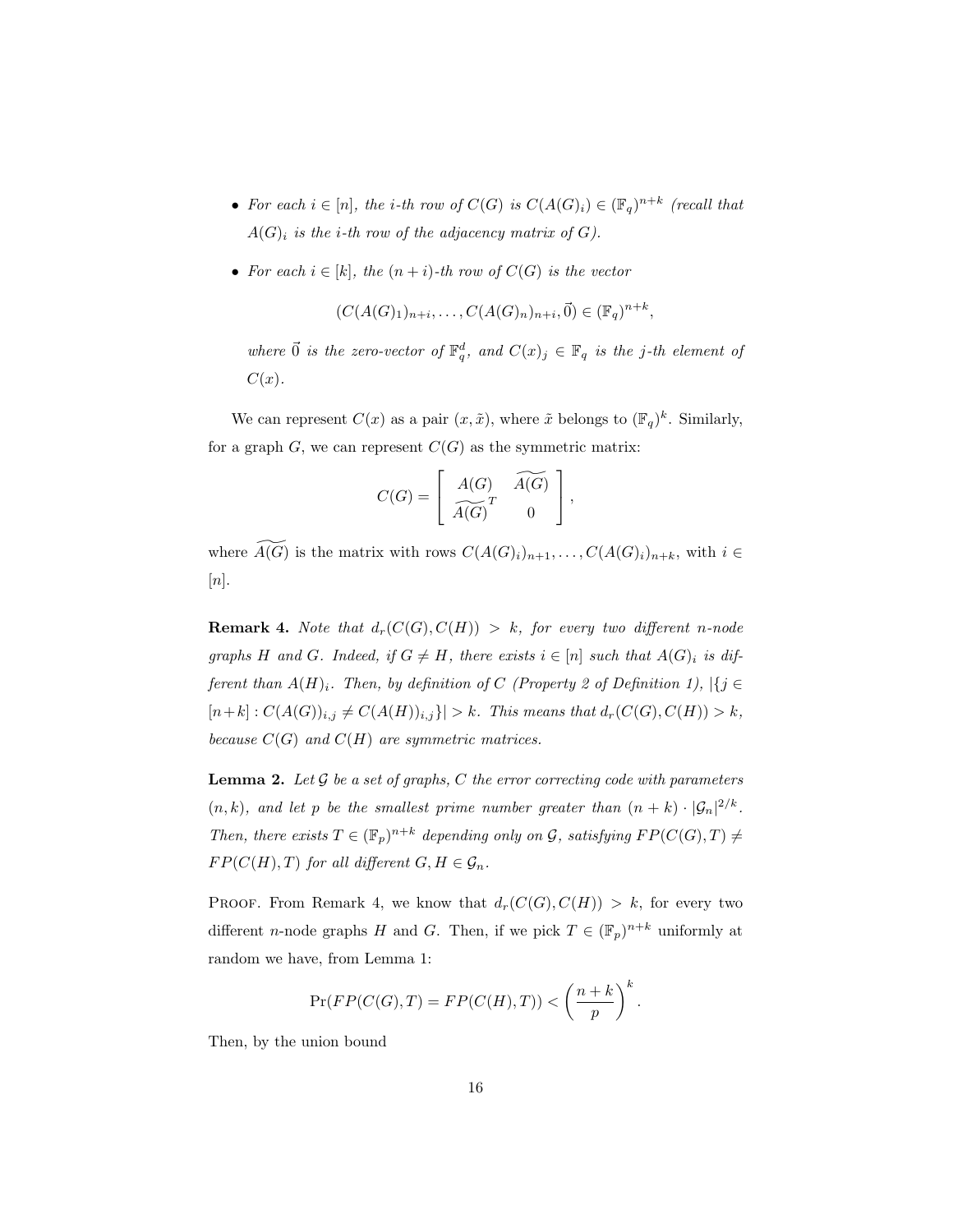- *For each $i \in [n]$, the $i$-th row of $C(G)$ is $C(A(G)_i) \in (\mathbb{F}_q)^{n+k}$ (recall that $A(G)_i$ is the $i$-th row of the adjacency matrix of $G$).*

- *For each $i \in [k]$, the $(n+i)$-th row of $C(G)$ is the vector*

$$(C(A(G)_1)_{n+i}, \ldots, C(A(G)_n)_{n+i}, \vec{0}) \in (\mathbb{F}_q)^{n+k},$$

  *where $\vec{0}$ is the zero-vector of $\mathbb{F}_q^d$, and $C(x)_j \in \mathbb{F}_q$ is the $j$-th element of $C(x)$.*

We can represent $C(x)$ as a pair $(x, \tilde{x})$, where $\tilde{x}$ belongs to $(\mathbb{F}_q)^k$. Similarly, for a graph $G$, we can represent $C(G)$ as the symmetric matrix:

$$C(G) = \begin{bmatrix} A(G) & \widetilde{A(G)} \\ \widetilde{A(G)}^T & 0 \end{bmatrix},$$

where $\widetilde{A(G)}$ is the matrix with rows $C(A(G)_i)_{n+1}, \ldots, C(A(G)_i)_{n+k}$, with $i \in [n]$.

**Remark 4.** *Note that $d_r(C(G), C(H)) > k$, for every two different $n$-node graphs $H$ and $G$. Indeed, if $G \neq H$, there exists $i \in [n]$ such that $A(G)_i$ is different than $A(H)_i$. Then, by definition of $C$ (Property 2 of Definition 1), $|\{j \in [n+k] : C(A(G))_{i,j} \neq C(A(H))_{i,j}\}| > k$. This means that $d_r(C(G), C(H)) > k$, because $C(G)$ and $C(H)$ are symmetric matrices.*

**Lemma 2.** *Let $\mathcal{G}$ be a set of graphs, $C$ the error correcting code with parameters $(n, k)$, and let $p$ be the smallest prime number greater than $(n+k) \cdot |\mathcal{G}_n|^{2/k}$. Then, there exists $T \in (\mathbb{F}_p)^{n+k}$ depending only on $\mathcal{G}$, satisfying $FP(C(G), T) \neq FP(C(H), T)$ for all different $G, H \in \mathcal{G}_n$.*

Proof. From Remark 4, we know that $d_r(C(G), C(H)) > k$, for every two different $n$-node graphs $H$ and $G$. Then, if we pick $T \in (\mathbb{F}_p)^{n+k}$ uniformly at random we have, from Lemma 1:

$$\Pr(FP(C(G), T) = FP(C(H), T)) < \left(\frac{n+k}{p}\right)^k.$$

Then, by the union bound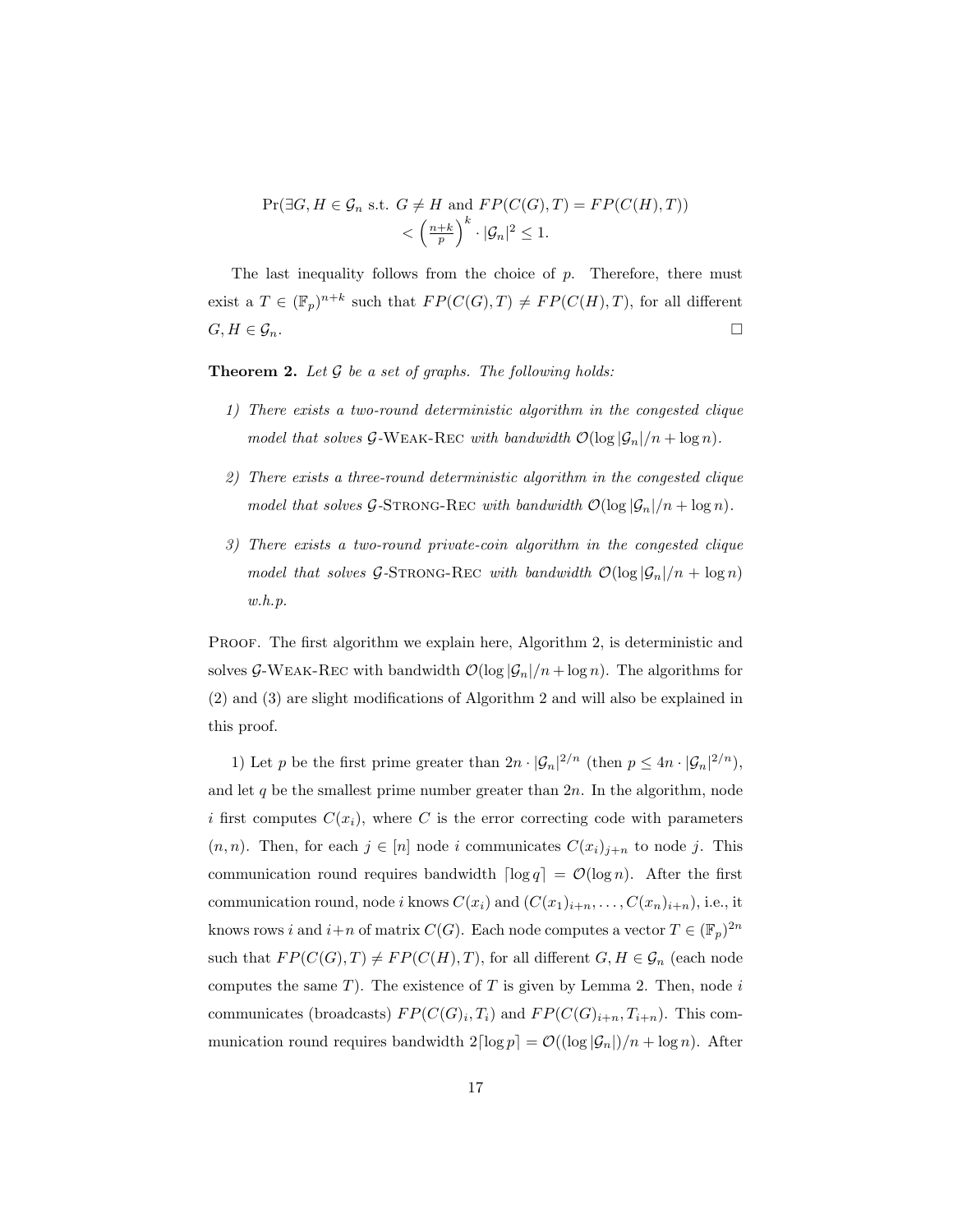$$\Pr(\exists G, H \in \mathcal{G}_n \text{ s.t. } G \neq H \text{ and } FP(C(G), T) = FP(C(H), T))$$
$$< \left(\frac{n+k}{p}\right)^k \cdot |\mathcal{G}_n|^2 \leq 1.$$

The last inequality follows from the choice of $p$. Therefore, there must exist a $T \in (\mathbb{F}_p)^{n+k}$ such that $FP(C(G), T) \neq FP(C(H), T)$, for all different $G, H \in \mathcal{G}_n$. □

**Theorem 2.** *Let $\mathcal{G}$ be a set of graphs. The following holds:*

*1) There exists a two-round deterministic algorithm in the congested clique model that solves $\mathcal{G}$-Weak-Rec with bandwidth $\mathcal{O}(\log |\mathcal{G}_n|/n + \log n)$.*

*2) There exists a three-round deterministic algorithm in the congested clique model that solves $\mathcal{G}$-Strong-Rec with bandwidth $\mathcal{O}(\log |\mathcal{G}_n|/n + \log n)$.*

*3) There exists a two-round private-coin algorithm in the congested clique model that solves $\mathcal{G}$-Strong-Rec with bandwidth $\mathcal{O}(\log |\mathcal{G}_n|/n + \log n)$ w.h.p.*

Proof. The first algorithm we explain here, Algorithm 2, is deterministic and solves $\mathcal{G}$-Weak-Rec with bandwidth $\mathcal{O}(\log |\mathcal{G}_n|/n + \log n)$. The algorithms for (2) and (3) are slight modifications of Algorithm 2 and will also be explained in this proof.

1) Let $p$ be the first prime greater than $2n \cdot |\mathcal{G}_n|^{2/n}$ (then $p \leq 4n \cdot |\mathcal{G}_n|^{2/n}$), and let $q$ be the smallest prime number greater than $2n$. In the algorithm, node $i$ first computes $C(x_i)$, where $C$ is the error correcting code with parameters $(n, n)$. Then, for each $j \in [n]$ node $i$ communicates $C(x_i)_{j+n}$ to node $j$. This communication round requires bandwidth $\lceil \log q \rceil = \mathcal{O}(\log n)$. After the first communication round, node $i$ knows $C(x_i)$ and $(C(x_1)_{i+n}, \ldots, C(x_n)_{i+n})$, i.e., it knows rows $i$ and $i+n$ of matrix $C(G)$. Each node computes a vector $T \in (\mathbb{F}_p)^{2n}$ such that $FP(C(G), T) \neq FP(C(H), T)$, for all different $G, H \in \mathcal{G}_n$ (each node computes the same $T$). The existence of $T$ is given by Lemma 2. Then, node $i$ communicates (broadcasts) $FP(C(G)_i, T_i)$ and $FP(C(G)_{i+n}, T_{i+n})$. This communication round requires bandwidth $2\lceil \log p \rceil = \mathcal{O}((\log |\mathcal{G}_n|)/n + \log n)$. After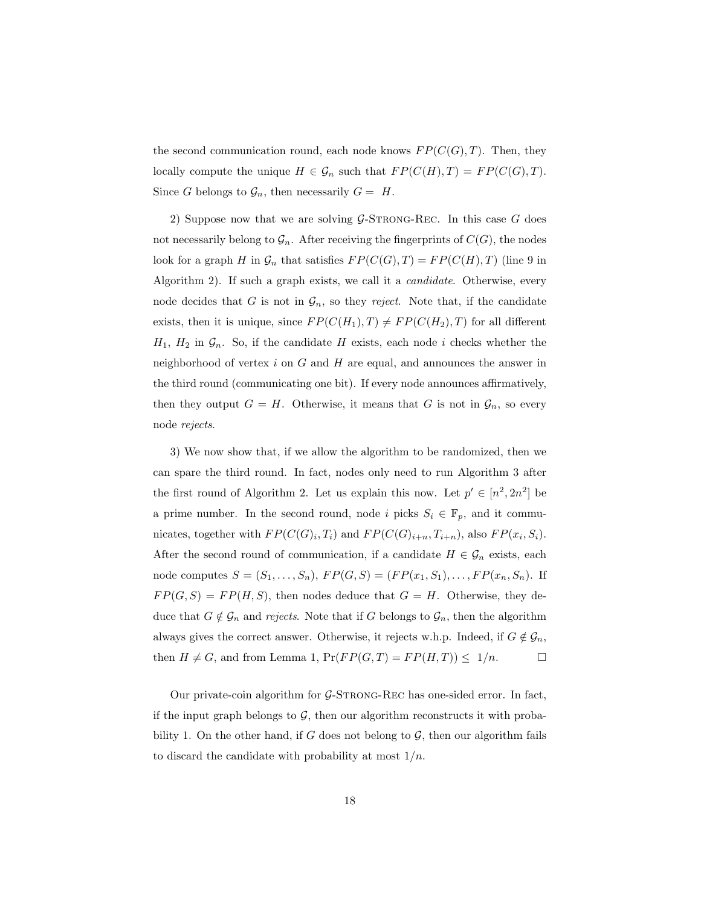the second communication round, each node knows $FP(C(G), T)$. Then, they locally compute the unique $H \in \mathcal{G}_n$ such that $FP(C(H), T) = FP(C(G), T)$. Since $G$ belongs to $\mathcal{G}_n$, then necessarily $G = H$.

2) Suppose now that we are solving $\mathcal{G}$-Strong-Rec. In this case $G$ does not necessarily belong to $\mathcal{G}_n$. After receiving the fingerprints of $C(G)$, the nodes look for a graph $H$ in $\mathcal{G}_n$ that satisfies $FP(C(G), T) = FP(C(H), T)$ (line 9 in Algorithm 2). If such a graph exists, we call it a *candidate*. Otherwise, every node decides that $G$ is not in $\mathcal{G}_n$, so they *reject*. Note that, if the candidate exists, then it is unique, since $FP(C(H_1), T) \neq FP(C(H_2), T)$ for all different $H_1$, $H_2$ in $\mathcal{G}_n$. So, if the candidate $H$ exists, each node $i$ checks whether the neighborhood of vertex $i$ on $G$ and $H$ are equal, and announces the answer in the third round (communicating one bit). If every node announces affirmatively, then they output $G = H$. Otherwise, it means that $G$ is not in $\mathcal{G}_n$, so every node *rejects*.

3) We now show that, if we allow the algorithm to be randomized, then we can spare the third round. In fact, nodes only need to run Algorithm 3 after the first round of Algorithm 2. Let us explain this now. Let $p' \in [n^2, 2n^2]$ be a prime number. In the second round, node $i$ picks $S_i \in \mathbb{F}_p$, and it communicates, together with $FP(C(G)_i, T_i)$ and $FP(C(G)_{i+n}, T_{i+n})$, also $FP(x_i, S_i)$. After the second round of communication, if a candidate $H \in \mathcal{G}_n$ exists, each node computes $S = (S_1, \dots, S_n)$, $FP(G, S) = (FP(x_1, S_1), \dots, FP(x_n, S_n)$. If $FP(G, S) = FP(H, S)$, then nodes deduce that $G = H$. Otherwise, they deduce that $G \notin \mathcal{G}_n$ and *rejects*. Note that if $G$ belongs to $\mathcal{G}_n$, then the algorithm always gives the correct answer. Otherwise, it rejects w.h.p. Indeed, if $G \notin \mathcal{G}_n$, then $H \neq G$, and from Lemma 1, $\Pr(FP(G, T) = FP(H, T)) \leq 1/n$. □

Our private-coin algorithm for $\mathcal{G}$-Strong-Rec has one-sided error. In fact, if the input graph belongs to $\mathcal{G}$, then our algorithm reconstructs it with probability 1. On the other hand, if $G$ does not belong to $\mathcal{G}$, then our algorithm fails to discard the candidate with probability at most $1/n$.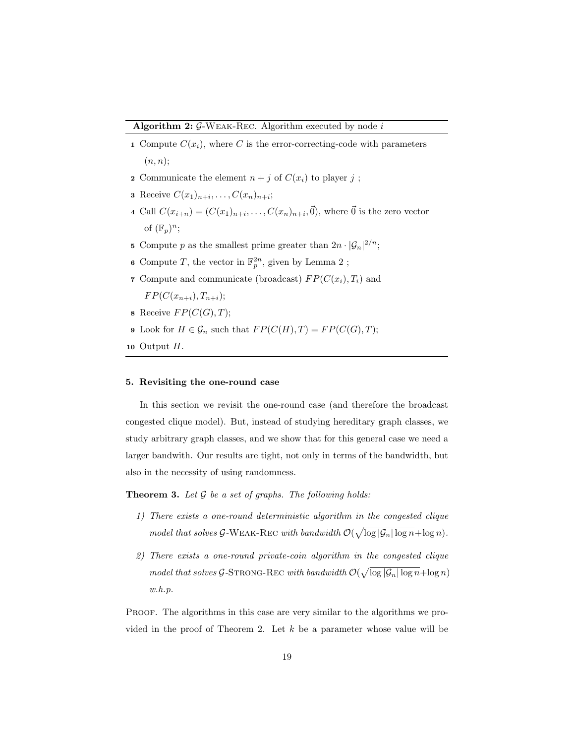**Algorithm 2:** $\mathcal{G}$-Weak-Rec. Algorithm executed by node $i$

1. Compute $C(x_i)$, where $C$ is the error-correcting-code with parameters $(n, n)$;
2. Communicate the element $n + j$ of $C(x_i)$ to player $j$ ;
3. Receive $C(x_1)_{n+i}, \dots, C(x_n)_{n+i}$;
4. Call $C(x_{i+n}) = (C(x_1)_{n+i}, \dots, C(x_n)_{n+i}, \vec{0})$, where $\vec{0}$ is the zero vector of $(\mathbb{F}_p)^n$;
5. Compute $p$ as the smallest prime greater than $2n \cdot |\mathcal{G}_n|^{2/n}$;
6. Compute $T$, the vector in $\mathbb{F}_p^{2n}$, given by Lemma 2 ;
7. Compute and communicate (broadcast) $FP(C(x_i), T_i)$ and $FP(C(x_{n+i}), T_{n+i})$;
8. Receive $FP(C(G), T)$;
9. Look for $H \in \mathcal{G}_n$ such that $FP(C(H), T) = FP(C(G), T)$;
10. Output $H$.

## 5. Revisiting the one-round case

In this section we revisit the one-round case (and therefore the broadcast congested clique model). But, instead of studying hereditary graph classes, we study arbitrary graph classes, and we show that for this general case we need a larger bandwith. Our results are tight, not only in terms of the bandwidth, but also in the necessity of using randomness.

**Theorem 3.** *Let $\mathcal{G}$ be a set of graphs. The following holds:*

1) *There exists a one-round deterministic algorithm in the congested clique model that solves $\mathcal{G}$-Weak-Rec with bandwidth $\mathcal{O}(\sqrt{\log |\mathcal{G}_n| \log n} + \log n)$.*
2) *There exists a one-round private-coin algorithm in the congested clique model that solves $\mathcal{G}$-Strong-Rec with bandwidth $\mathcal{O}(\sqrt{\log |\mathcal{G}_n| \log n} + \log n)$ w.h.p.*

Proof. The algorithms in this case are very similar to the algorithms we provided in the proof of Theorem 2. Let $k$ be a parameter whose value will be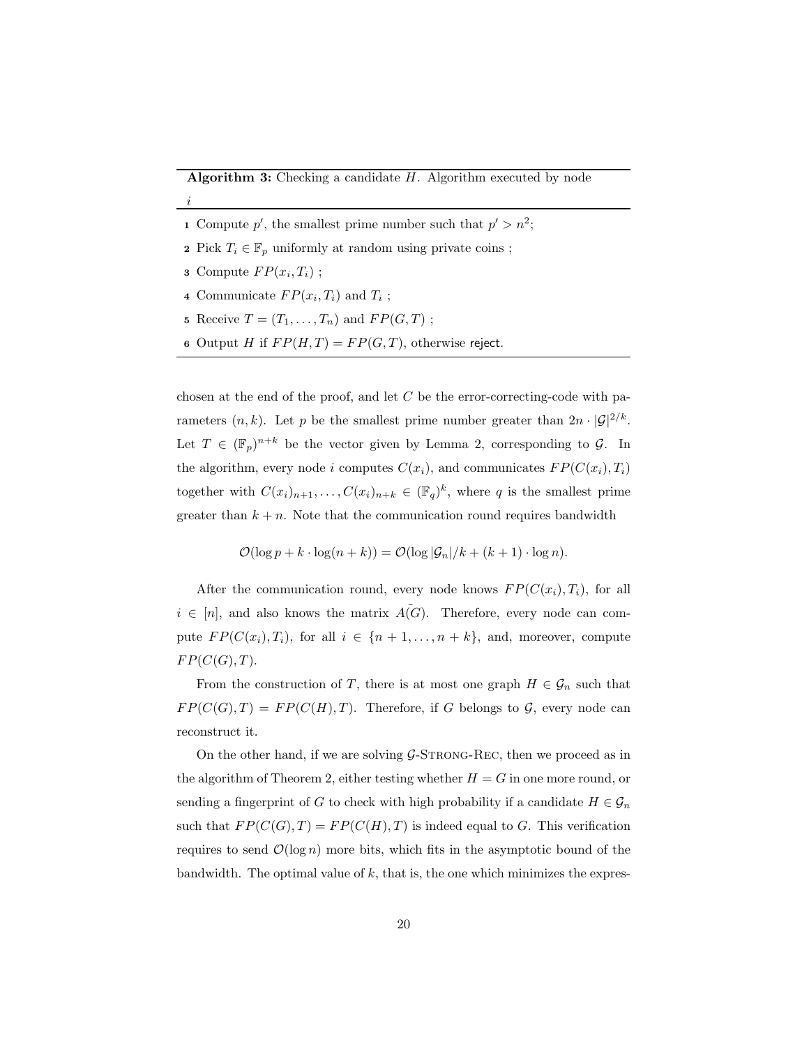**Algorithm 3:** Checking a candidate $H$. Algorithm executed by node $i$

1. Compute $p'$, the smallest prime number such that $p' > n^2$;
2. Pick $T_i \in \mathbb{F}_p$ uniformly at random using private coins ;
3. Compute $FP(x_i, T_i)$ ;
4. Communicate $FP(x_i, T_i)$ and $T_i$ ;
5. Receive $T = (T_1, \dots, T_n)$ and $FP(G, T)$ ;
6. Output $H$ if $FP(H, T) = FP(G, T)$, otherwise reject.

chosen at the end of the proof, and let $C$ be the error-correcting-code with parameters $(n, k)$. Let $p$ be the smallest prime number greater than $2n \cdot |\mathcal{G}|^{2/k}$. Let $T \in (\mathbb{F}_p)^{n+k}$ be the vector given by Lemma 2, corresponding to $\mathcal{G}$. In the algorithm, every node $i$ computes $C(x_i)$, and communicates $FP(C(x_i), T_i)$ together with $C(x_i)_{n+1}, \dots, C(x_i)_{n+k} \in (\mathbb{F}_q)^k$, where $q$ is the smallest prime greater than $k + n$. Note that the communication round requires bandwidth

$$\mathcal{O}(\log p + k \cdot \log(n + k)) = \mathcal{O}(\log |\mathcal{G}_n|/k + (k + 1) \cdot \log n).$$

After the communication round, every node knows $FP(C(x_i), T_i)$, for all $i \in [n]$, and also knows the matrix $\tilde{A(G)}$. Therefore, every node can compute $FP(C(x_i), T_i)$, for all $i \in \{n + 1, \dots, n + k\}$, and, moreover, compute $FP(C(G), T)$.

From the construction of $T$, there is at most one graph $H \in \mathcal{G}_n$ such that $FP(C(G), T) = FP(C(H), T)$. Therefore, if $G$ belongs to $\mathcal{G}$, every node can reconstruct it.

On the other hand, if we are solving $\mathcal{G}$-Strong-Rec, then we proceed as in the algorithm of Theorem 2, either testing whether $H = G$ in one more round, or sending a fingerprint of $G$ to check with high probability if a candidate $H \in \mathcal{G}_n$ such that $FP(C(G), T) = FP(C(H), T)$ is indeed equal to $G$. This verification requires to send $\mathcal{O}(\log n)$ more bits, which fits in the asymptotic bound of the bandwidth. The optimal value of $k$, that is, the one which minimizes the expres-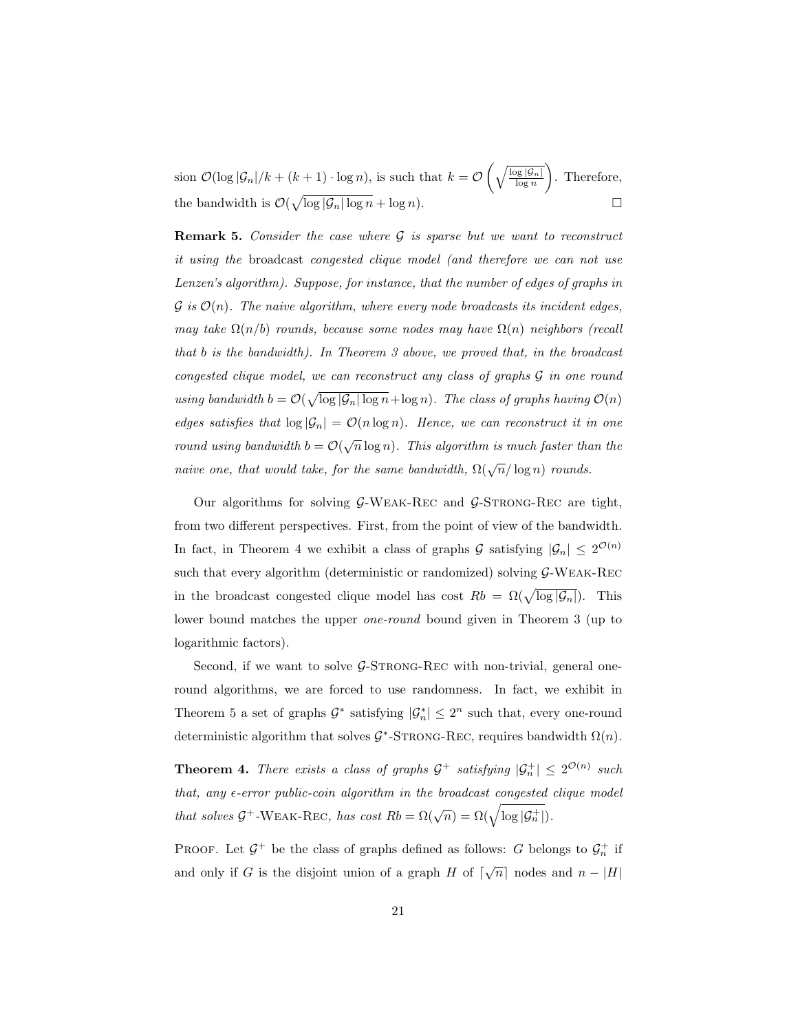sion $\mathcal{O}(\log|\mathcal{G}_n|/k + (k+1)\cdot\log n)$, is such that $k = \mathcal{O}\left(\sqrt{\frac{\log|\mathcal{G}_n|}{\log n}}\right)$. Therefore, the bandwidth is $\mathcal{O}(\sqrt{\log|\mathcal{G}_n|\log n} + \log n)$. □

**Remark 5.** *Consider the case where $\mathcal{G}$ is sparse but we want to reconstruct it using the* broadcast *congested clique model (and therefore we can not use Lenzen's algorithm). Suppose, for instance, that the number of edges of graphs in $\mathcal{G}$ is $\mathcal{O}(n)$. The naive algorithm, where every node broadcasts its incident edges, may take $\Omega(n/b)$ rounds, because some nodes may have $\Omega(n)$ neighbors (recall that $b$ is the bandwidth). In Theorem 3 above, we proved that, in the broadcast congested clique model, we can reconstruct any class of graphs $\mathcal{G}$ in one round using bandwidth $b = \mathcal{O}(\sqrt{\log|\mathcal{G}_n|\log n} + \log n)$. The class of graphs having $\mathcal{O}(n)$ edges satisfies that $\log|\mathcal{G}_n| = \mathcal{O}(n\log n)$. Hence, we can reconstruct it in one round using bandwidth $b = \mathcal{O}(\sqrt{n}\log n)$. This algorithm is much faster than the naive one, that would take, for the same bandwidth, $\Omega(\sqrt{n}/\log n)$ rounds.*

Our algorithms for solving $\mathcal{G}$-Weak-Rec and $\mathcal{G}$-Strong-Rec are tight, from two different perspectives. First, from the point of view of the bandwidth. In fact, in Theorem 4 we exhibit a class of graphs $\mathcal{G}$ satisfying $|\mathcal{G}_n| \leq 2^{\mathcal{O}(n)}$ such that every algorithm (deterministic or randomized) solving $\mathcal{G}$-Weak-Rec in the broadcast congested clique model has cost $Rb = \Omega(\sqrt{\log|\mathcal{G}_n|})$. This lower bound matches the upper *one-round* bound given in Theorem 3 (up to logarithmic factors).

Second, if we want to solve $\mathcal{G}$-Strong-Rec with non-trivial, general one-round algorithms, we are forced to use randomness. In fact, we exhibit in Theorem 5 a set of graphs $\mathcal{G}^*$ satisfying $|\mathcal{G}^*_n| \leq 2^n$ such that, every one-round deterministic algorithm that solves $\mathcal{G}^*$-Strong-Rec, requires bandwidth $\Omega(n)$.

**Theorem 4.** *There exists a class of graphs $\mathcal{G}^+$ satisfying $|\mathcal{G}^+_n| \leq 2^{\mathcal{O}(n)}$ such that, any $\epsilon$-error public-coin algorithm in the broadcast congested clique model that solves $\mathcal{G}^+$-Weak-Rec, has cost $Rb = \Omega(\sqrt{n}) = \Omega(\sqrt{\log|\mathcal{G}^+_n|})$.*

Proof. Let $\mathcal{G}^+$ be the class of graphs defined as follows: $G$ belongs to $\mathcal{G}^+_n$ if and only if $G$ is the disjoint union of a graph $H$ of $\lceil\sqrt{n}\rceil$ nodes and $n - |H|$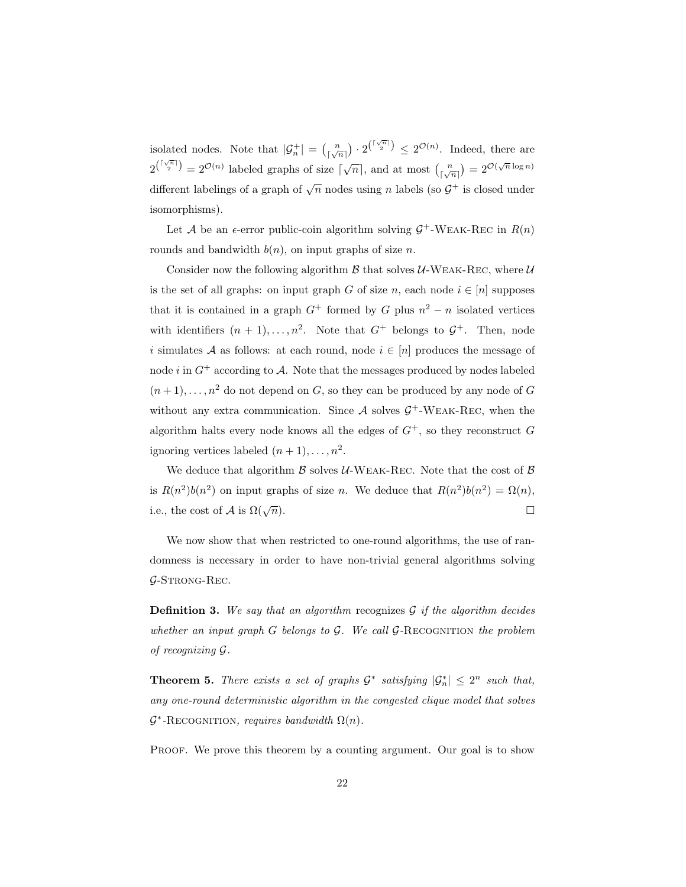isolated nodes. Note that $|\mathcal{G}_n^+| = \binom{n}{\lceil\sqrt{n}\rceil} \cdot 2^{\binom{\lceil\sqrt{n}\rceil}{2}} \leq 2^{\mathcal{O}(n)}$. Indeed, there are $2^{\binom{\lceil\sqrt{n}\rceil}{2}} = 2^{\mathcal{O}(n)}$ labeled graphs of size $\lceil\sqrt{n}\rceil$, and at most $\binom{n}{\lceil\sqrt{n}\rceil} = 2^{\mathcal{O}(\sqrt{n}\log n)}$ different labelings of a graph of $\sqrt{n}$ nodes using $n$ labels (so $\mathcal{G}^+$ is closed under isomorphisms).

Let $\mathcal{A}$ be an $\epsilon$-error public-coin algorithm solving $\mathcal{G}^+$-Weak-Rec in $R(n)$ rounds and bandwidth $b(n)$, on input graphs of size $n$.

Consider now the following algorithm $\mathcal{B}$ that solves $\mathcal{U}$-Weak-Rec, where $\mathcal{U}$ is the set of all graphs: on input graph $G$ of size $n$, each node $i \in [n]$ supposes that it is contained in a graph $G^+$ formed by $G$ plus $n^2 - n$ isolated vertices with identifiers $(n+1), \ldots, n^2$. Note that $G^+$ belongs to $\mathcal{G}^+$. Then, node $i$ simulates $\mathcal{A}$ as follows: at each round, node $i \in [n]$ produces the message of node $i$ in $G^+$ according to $\mathcal{A}$. Note that the messages produced by nodes labeled $(n+1), \ldots, n^2$ do not depend on $G$, so they can be produced by any node of $G$ without any extra communication. Since $\mathcal{A}$ solves $\mathcal{G}^+$-Weak-Rec, when the algorithm halts every node knows all the edges of $G^+$, so they reconstruct $G$ ignoring vertices labeled $(n+1), \ldots, n^2$.

We deduce that algorithm $\mathcal{B}$ solves $\mathcal{U}$-Weak-Rec. Note that the cost of $\mathcal{B}$ is $R(n^2)b(n^2)$ on input graphs of size $n$. We deduce that $R(n^2)b(n^2) = \Omega(n)$, i.e., the cost of $\mathcal{A}$ is $\Omega(\sqrt{n})$. □

We now show that when restricted to one-round algorithms, the use of randomness is necessary in order to have non-trivial general algorithms solving $\mathcal{G}$-Strong-Rec.

**Definition 3.** *We say that an algorithm* recognizes $\mathcal{G}$ *if the algorithm decides whether an input graph $G$ belongs to $\mathcal{G}$. We call $\mathcal{G}$-Recognition the problem of recognizing $\mathcal{G}$.*

**Theorem 5.** *There exists a set of graphs $\mathcal{G}^*$ satisfying $|\mathcal{G}_n^*| \leq 2^n$ such that, any one-round deterministic algorithm in the congested clique model that solves $\mathcal{G}^*$-Recognition, requires bandwidth $\Omega(n)$.*

Proof. We prove this theorem by a counting argument. Our goal is to show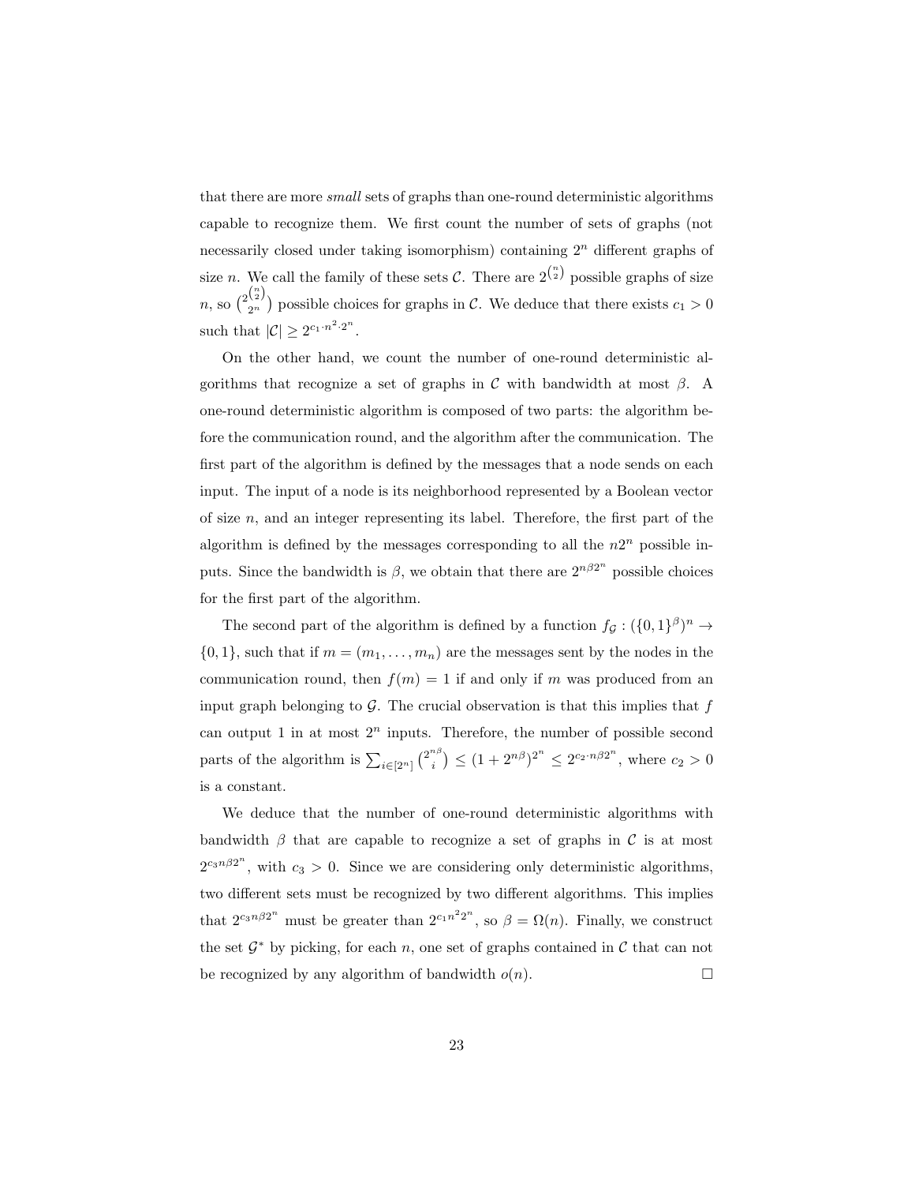that there are more *small* sets of graphs than one-round deterministic algorithms capable to recognize them. We first count the number of sets of graphs (not necessarily closed under taking isomorphism) containing $2^n$ different graphs of size $n$. We call the family of these sets $\mathcal{C}$. There are $2^{\binom{n}{2}}$ possible graphs of size $n$, so $\binom{2^{\binom{n}{2}}}{2^n}$ possible choices for graphs in $\mathcal{C}$. We deduce that there exists $c_1 > 0$ such that $|\mathcal{C}| \geq 2^{c_1 \cdot n^2 \cdot 2^n}$.

On the other hand, we count the number of one-round deterministic algorithms that recognize a set of graphs in $\mathcal{C}$ with bandwidth at most $\beta$. A one-round deterministic algorithm is composed of two parts: the algorithm before the communication round, and the algorithm after the communication. The first part of the algorithm is defined by the messages that a node sends on each input. The input of a node is its neighborhood represented by a Boolean vector of size $n$, and an integer representing its label. Therefore, the first part of the algorithm is defined by the messages corresponding to all the $n2^n$ possible inputs. Since the bandwidth is $\beta$, we obtain that there are $2^{n\beta 2^n}$ possible choices for the first part of the algorithm.

The second part of the algorithm is defined by a function $f_{\mathcal{G}} : (\{0,1\}^{\beta})^n \rightarrow \{0,1\}$, such that if $m = (m_1, \ldots, m_n)$ are the messages sent by the nodes in the communication round, then $f(m) = 1$ if and only if $m$ was produced from an input graph belonging to $\mathcal{G}$. The crucial observation is that this implies that $f$ can output 1 in at most $2^n$ inputs. Therefore, the number of possible second parts of the algorithm is $\sum_{i \in [2^n]} \binom{2^{n\beta}}{i} \leq (1 + 2^{n\beta})^{2^n} \leq 2^{c_2 \cdot n\beta 2^n}$, where $c_2 > 0$ is a constant.

We deduce that the number of one-round deterministic algorithms with bandwidth $\beta$ that are capable to recognize a set of graphs in $\mathcal{C}$ is at most $2^{c_3 n\beta 2^n}$, with $c_3 > 0$. Since we are considering only deterministic algorithms, two different sets must be recognized by two different algorithms. This implies that $2^{c_3 n\beta 2^n}$ must be greater than $2^{c_1 n^2 2^n}$, so $\beta = \Omega(n)$. Finally, we construct the set $\mathcal{G}^*$ by picking, for each $n$, one set of graphs contained in $\mathcal{C}$ that can not be recognized by any algorithm of bandwidth $o(n)$. $\square$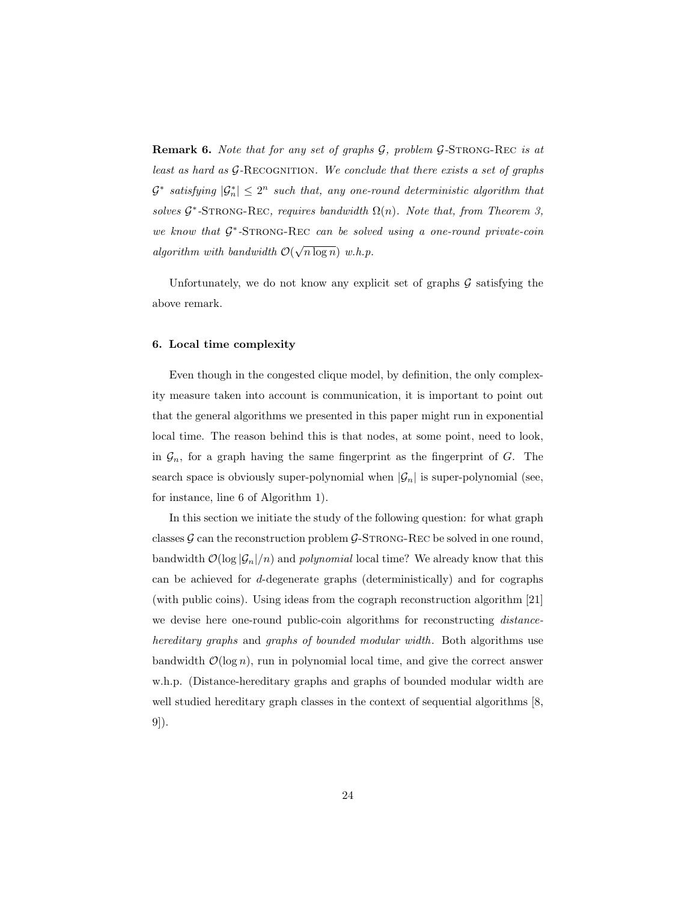**Remark 6.** *Note that for any set of graphs $\mathcal{G}$, problem $\mathcal{G}$-*Strong-Rec *is at least as hard as $\mathcal{G}$-*Recognition*. We conclude that there exists a set of graphs $\mathcal{G}^*$ satisfying $|\mathcal{G}^*_n| \leq 2^n$ such that, any one-round deterministic algorithm that solves $\mathcal{G}^*$-*Strong-Rec*, requires bandwidth $\Omega(n)$. Note that, from Theorem 3, we know that $\mathcal{G}^*$-*Strong-Rec *can be solved using a one-round private-coin algorithm with bandwidth $\mathcal{O}(\sqrt{n \log n})$ w.h.p.*

Unfortunately, we do not know any explicit set of graphs $\mathcal{G}$ satisfying the above remark.

## 6. Local time complexity

Even though in the congested clique model, by definition, the only complexity measure taken into account is communication, it is important to point out that the general algorithms we presented in this paper might run in exponential local time. The reason behind this is that nodes, at some point, need to look, in $\mathcal{G}_n$, for a graph having the same fingerprint as the fingerprint of $G$. The search space is obviously super-polynomial when $|\mathcal{G}_n|$ is super-polynomial (see, for instance, line 6 of Algorithm 1).

In this section we initiate the study of the following question: for what graph classes $\mathcal{G}$ can the reconstruction problem $\mathcal{G}$-Strong-Rec be solved in one round, bandwidth $\mathcal{O}(\log |\mathcal{G}_n|/n)$ and *polynomial* local time? We already know that this can be achieved for $d$-degenerate graphs (deterministically) and for cographs (with public coins). Using ideas from the cograph reconstruction algorithm [21] we devise here one-round public-coin algorithms for reconstructing *distance-hereditary graphs* and *graphs of bounded modular width*. Both algorithms use bandwidth $\mathcal{O}(\log n)$, run in polynomial local time, and give the correct answer w.h.p. (Distance-hereditary graphs and graphs of bounded modular width are well studied hereditary graph classes in the context of sequential algorithms [8, 9]).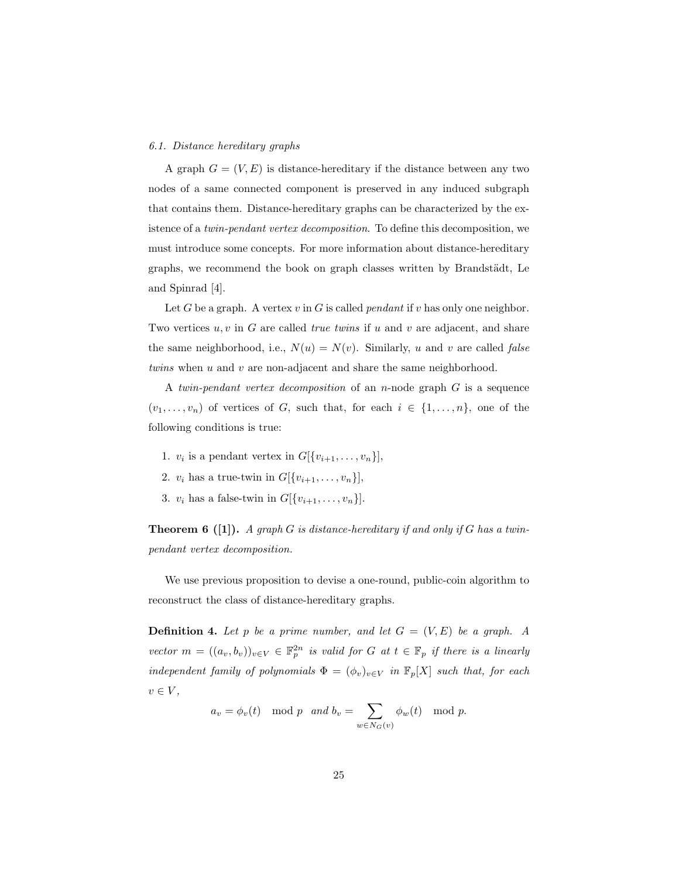### 6.1. Distance hereditary graphs

A graph $G = (V, E)$ is distance-hereditary if the distance between any two nodes of a same connected component is preserved in any induced subgraph that contains them. Distance-hereditary graphs can be characterized by the existence of a *twin-pendant vertex decomposition*. To define this decomposition, we must introduce some concepts. For more information about distance-hereditary graphs, we recommend the book on graph classes written by Brandstädt, Le and Spinrad [4].

Let $G$ be a graph. A vertex $v$ in $G$ is called *pendant* if $v$ has only one neighbor. Two vertices $u, v$ in $G$ are called *true twins* if $u$ and $v$ are adjacent, and share the same neighborhood, i.e., $N(u) = N(v)$. Similarly, $u$ and $v$ are called *false twins* when $u$ and $v$ are non-adjacent and share the same neighborhood.

A *twin-pendant vertex decomposition* of an $n$-node graph $G$ is a sequence $(v_1, \dots, v_n)$ of vertices of $G$, such that, for each $i \in \{1, \dots, n\}$, one of the following conditions is true:

1. $v_i$ is a pendant vertex in $G[\{v_{i+1}, \dots, v_n\}]$,
2. $v_i$ has a true-twin in $G[\{v_{i+1}, \dots, v_n\}]$,
3. $v_i$ has a false-twin in $G[\{v_{i+1}, \dots, v_n\}]$.

**Theorem 6 ([1]).** *A graph $G$ is distance-hereditary if and only if $G$ has a twin-pendant vertex decomposition.*

We use previous proposition to devise a one-round, public-coin algorithm to reconstruct the class of distance-hereditary graphs.

**Definition 4.** *Let $p$ be a prime number, and let $G = (V, E)$ be a graph. A vector $m = ((a_v, b_v))_{v \in V} \in \mathbb{F}_p^{2n}$ is valid for $G$ at $t \in \mathbb{F}_p$ if there is a linearly independent family of polynomials $\Phi = (\phi_v)_{v \in V}$ in $\mathbb{F}_p[X]$ such that, for each $v \in V$,*

$$a_v = \phi_v(t) \mod p \quad \text{and } b_v = \sum_{w \in N_G(v)} \phi_w(t) \mod p.$$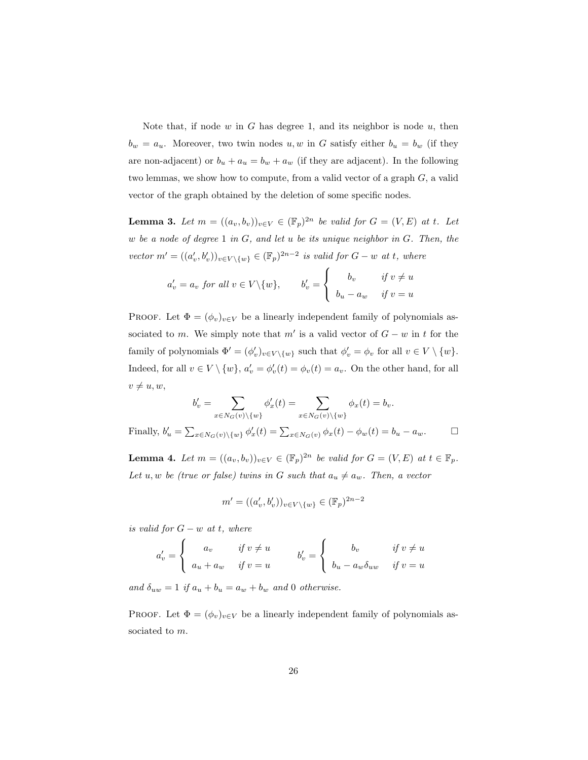Note that, if node $w$ in $G$ has degree 1, and its neighbor is node $u$, then $b_w = a_u$. Moreover, two twin nodes $u, w$ in $G$ satisfy either $b_u = b_w$ (if they are non-adjacent) or $b_u + a_u = b_w + a_w$ (if they are adjacent). In the following two lemmas, we show how to compute, from a valid vector of a graph $G$, a valid vector of the graph obtained by the deletion of some specific nodes.

**Lemma 3.** *Let $m = ((a_v, b_v))_{v \in V} \in (\mathbb{F}_p)^{2n}$ be valid for $G = (V, E)$ at $t$. Let $w$ be a node of degree 1 in $G$, and let $u$ be its unique neighbor in $G$. Then, the vector $m' = ((a'_v, b'_v))_{v \in V \setminus \{w\}} \in (\mathbb{F}_p)^{2n-2}$ is valid for $G - w$ at $t$, where*

$$a'_v = a_v \text{ for all } v \in V \setminus \{w\}, \qquad b'_v = \begin{cases} b_v & \text{if } v \neq u \\ b_u - a_w & \text{if } v = u \end{cases}$$

Proof. Let $\Phi = (\phi_v)_{v \in V}$ be a linearly independent family of polynomials associated to $m$. We simply note that $m'$ is a valid vector of $G - w$ in $t$ for the family of polynomials $\Phi' = (\phi'_v)_{v \in V \setminus \{w\}}$ such that $\phi'_v = \phi_v$ for all $v \in V \setminus \{w\}$. Indeed, for all $v \in V \setminus \{w\}$, $a'_v = \phi'_v(t) = \phi_v(t) = a_v$. On the other hand, for all $v \neq u, w$,

$$b'_v = \sum_{x \in N_G(v) \setminus \{w\}} \phi'_x(t) = \sum_{x \in N_G(v) \setminus \{w\}} \phi_x(t) = b_v.$$

Finally, $b'_u = \sum_{x \in N_G(v) \setminus \{w\}} \phi'_x(t) = \sum_{x \in N_G(v)} \phi_x(t) - \phi_w(t) = b_u - a_w$. □

**Lemma 4.** *Let $m = ((a_v, b_v))_{v \in V} \in (\mathbb{F}_p)^{2n}$ be valid for $G = (V, E)$ at $t \in \mathbb{F}_p$. Let $u, w$ be (true or false) twins in $G$ such that $a_u \neq a_w$. Then, a vector*

$$m' = ((a'_v, b'_v))_{v \in V \setminus \{w\}} \in (\mathbb{F}_p)^{2n-2}$$

*is valid for $G - w$ at $t$, where*

$$a'_v = \begin{cases} a_v & \text{if } v \neq u \\ a_u + a_w & \text{if } v = u \end{cases} \qquad b'_v = \begin{cases} b_v & \text{if } v \neq u \\ b_u - a_w \delta_{uw} & \text{if } v = u \end{cases}$$

*and $\delta_{uw} = 1$ if $a_u + b_u = a_w + b_w$ and 0 otherwise.*

Proof. Let $\Phi = (\phi_v)_{v \in V}$ be a linearly independent family of polynomials associated to $m$.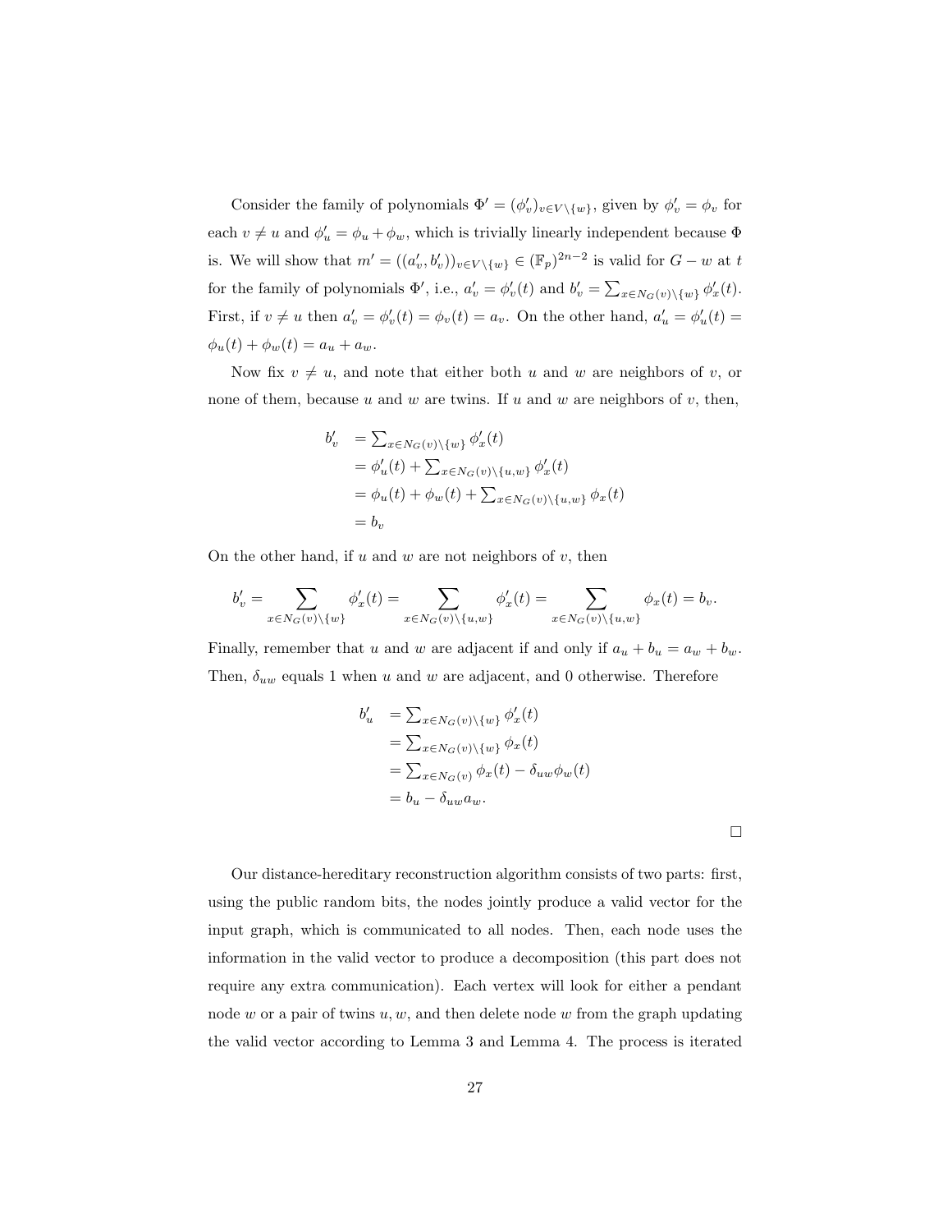Consider the family of polynomials $\Phi' = (\phi'_v)_{v \in V \setminus \{w\}}$, given by $\phi'_v = \phi_v$ for each $v \neq u$ and $\phi'_u = \phi_u + \phi_w$, which is trivially linearly independent because $\Phi$ is. We will show that $m' = ((a'_v, b'_v))_{v \in V \setminus \{w\}} \in (\mathbb{F}_p)^{2n-2}$ is valid for $G - w$ at $t$ for the family of polynomials $\Phi'$, i.e., $a'_v = \phi'_v(t)$ and $b'_v = \sum_{x \in N_G(v) \setminus \{w\}} \phi'_x(t)$. First, if $v \neq u$ then $a'_v = \phi'_v(t) = \phi_v(t) = a_v$. On the other hand, $a'_u = \phi'_u(t) = \phi_u(t) + \phi_w(t) = a_u + a_w$.

Now fix $v \neq u$, and note that either both $u$ and $w$ are neighbors of $v$, or none of them, because $u$ and $w$ are twins. If $u$ and $w$ are neighbors of $v$, then,

$$
\begin{aligned}
b'_v &= \textstyle\sum_{x \in N_G(v) \setminus \{w\}} \phi'_x(t) \\
&= \phi'_u(t) + \textstyle\sum_{x \in N_G(v) \setminus \{u,w\}} \phi'_x(t) \\
&= \phi_u(t) + \phi_w(t) + \textstyle\sum_{x \in N_G(v) \setminus \{u,w\}} \phi_x(t) \\
&= b_v
\end{aligned}
$$

On the other hand, if $u$ and $w$ are not neighbors of $v$, then

$$
b'_v = \sum_{x \in N_G(v) \setminus \{w\}} \phi'_x(t) = \sum_{x \in N_G(v) \setminus \{u,w\}} \phi'_x(t) = \sum_{x \in N_G(v) \setminus \{u,w\}} \phi_x(t) = b_v.
$$

Finally, remember that $u$ and $w$ are adjacent if and only if $a_u + b_u = a_w + b_w$. Then, $\delta_{uw}$ equals 1 when $u$ and $w$ are adjacent, and 0 otherwise. Therefore

$$
\begin{aligned}
b'_u &= \textstyle\sum_{x \in N_G(v) \setminus \{w\}} \phi'_x(t) \\
&= \textstyle\sum_{x \in N_G(v) \setminus \{w\}} \phi_x(t) \\
&= \textstyle\sum_{x \in N_G(v)} \phi_x(t) - \delta_{uw} \phi_w(t) \\
&= b_u - \delta_{uw} a_w.
\end{aligned}
$$

□

Our distance-hereditary reconstruction algorithm consists of two parts: first, using the public random bits, the nodes jointly produce a valid vector for the input graph, which is communicated to all nodes. Then, each node uses the information in the valid vector to produce a decomposition (this part does not require any extra communication). Each vertex will look for either a pendant node $w$ or a pair of twins $u, w$, and then delete node $w$ from the graph updating the valid vector according to Lemma 3 and Lemma 4. The process is iterated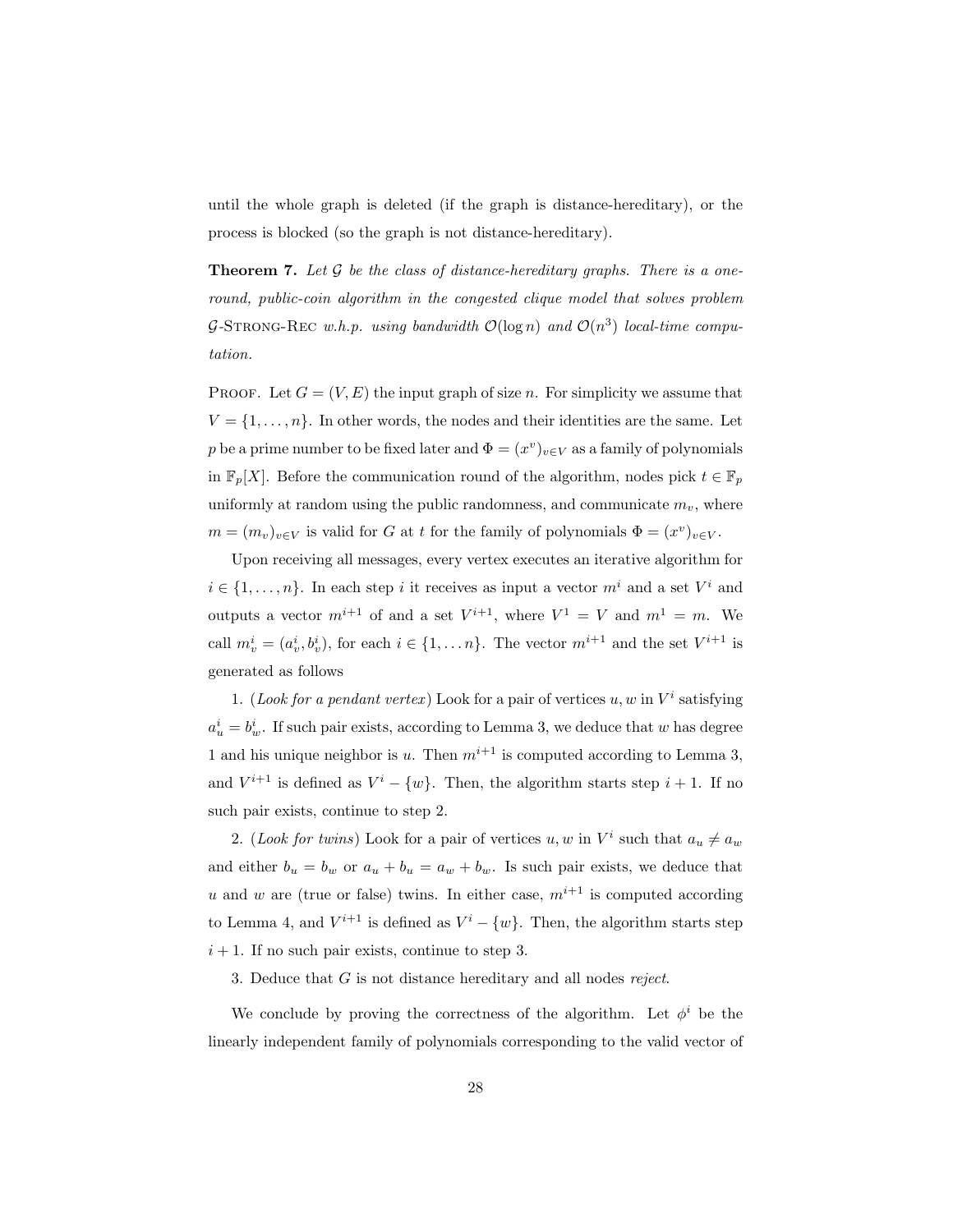until the whole graph is deleted (if the graph is distance-hereditary), or the process is blocked (so the graph is not distance-hereditary).

**Theorem 7.** *Let $\mathcal{G}$ be the class of distance-hereditary graphs. There is a one-round, public-coin algorithm in the congested clique model that solves problem $\mathcal{G}$-Strong-Rec w.h.p. using bandwidth $\mathcal{O}(\log n)$ and $\mathcal{O}(n^3)$ local-time computation.*

Proof. Let $G = (V, E)$ the input graph of size $n$. For simplicity we assume that $V = \{1, \ldots, n\}$. In other words, the nodes and their identities are the same. Let $p$ be a prime number to be fixed later and $\Phi = (x^v)_{v \in V}$ as a family of polynomials in $\mathbb{F}_p[X]$. Before the communication round of the algorithm, nodes pick $t \in \mathbb{F}_p$ uniformly at random using the public randomness, and communicate $m_v$, where $m = (m_v)_{v \in V}$ is valid for $G$ at $t$ for the family of polynomials $\Phi = (x^v)_{v \in V}$.

Upon receiving all messages, every vertex executes an iterative algorithm for $i \in \{1, \ldots, n\}$. In each step $i$ it receives as input a vector $m^i$ and a set $V^i$ and outputs a vector $m^{i+1}$ of and a set $V^{i+1}$, where $V^1 = V$ and $m^1 = m$. We call $m^i_v = (a^i_v, b^i_v)$, for each $i \in \{1, \ldots n\}$. The vector $m^{i+1}$ and the set $V^{i+1}$ is generated as follows

1. (*Look for a pendant vertex*) Look for a pair of vertices $u, w$ in $V^i$ satisfying $a^i_u = b^i_w$. If such pair exists, according to Lemma 3, we deduce that $w$ has degree 1 and his unique neighbor is $u$. Then $m^{i+1}$ is computed according to Lemma 3, and $V^{i+1}$ is defined as $V^i - \{w\}$. Then, the algorithm starts step $i + 1$. If no such pair exists, continue to step 2.

2. (*Look for twins*) Look for a pair of vertices $u, w$ in $V^i$ such that $a_u \neq a_w$ and either $b_u = b_w$ or $a_u + b_u = a_w + b_w$. Is such pair exists, we deduce that $u$ and $w$ are (true or false) twins. In either case, $m^{i+1}$ is computed according to Lemma 4, and $V^{i+1}$ is defined as $V^i - \{w\}$. Then, the algorithm starts step $i + 1$. If no such pair exists, continue to step 3.

3. Deduce that $G$ is not distance hereditary and all nodes *reject*.

We conclude by proving the correctness of the algorithm. Let $\phi^i$ be the linearly independent family of polynomials corresponding to the valid vector of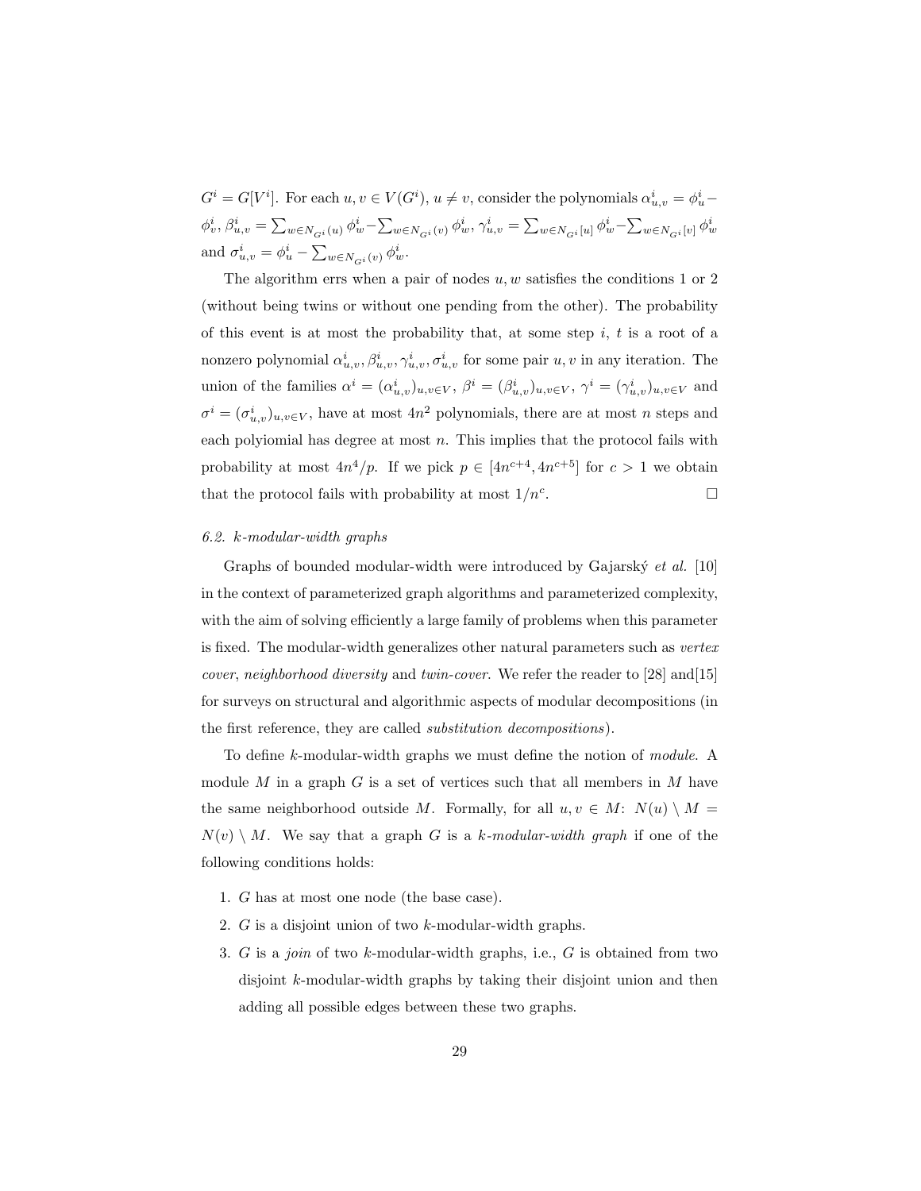$G^i = G[V^i]$. For each $u, v \in V(G^i)$, $u \neq v$, consider the polynomials $\alpha^i_{u,v} = \phi^i_u - \phi^i_v$, $\beta^i_{u,v} = \sum_{w \in N_{G^i}(u)} \phi^i_w - \sum_{w \in N_{G^i}(v)} \phi^i_w$, $\gamma^i_{u,v} = \sum_{w \in N_{G^i}[u]} \phi^i_w - \sum_{w \in N_{G^i}[v]} \phi^i_w$ and $\sigma^i_{u,v} = \phi^i_u - \sum_{w \in N_{G^i}(v)} \phi^i_w$.

The algorithm errs when a pair of nodes $u, w$ satisfies the conditions 1 or 2 (without being twins or without one pending from the other). The probability of this event is at most the probability that, at some step $i$, $t$ is a root of a nonzero polynomial $\alpha^i_{u,v}, \beta^i_{u,v}, \gamma^i_{u,v}, \sigma^i_{u,v}$ for some pair $u, v$ in any iteration. The union of the families $\alpha^i = (\alpha^i_{u,v})_{u,v \in V}$, $\beta^i = (\beta^i_{u,v})_{u,v \in V}$, $\gamma^i = (\gamma^i_{u,v})_{u,v \in V}$ and $\sigma^i = (\sigma^i_{u,v})_{u,v \in V}$, have at most $4n^2$ polynomials, there are at most $n$ steps and each polyiomial has degree at most $n$. This implies that the protocol fails with probability at most $4n^4/p$. If we pick $p \in [4n^{c+4}, 4n^{c+5}]$ for $c > 1$ we obtain that the protocol fails with probability at most $1/n^c$. $\square$

### 6.2. $k$-modular-width graphs

Graphs of bounded modular-width were introduced by Gajarský *et al.* [10] in the context of parameterized graph algorithms and parameterized complexity, with the aim of solving efficiently a large family of problems when this parameter is fixed. The modular-width generalizes other natural parameters such as *vertex cover*, *neighborhood diversity* and *twin-cover*. We refer the reader to [28] and[15] for surveys on structural and algorithmic aspects of modular decompositions (in the first reference, they are called *substitution decompositions*).

To define $k$-modular-width graphs we must define the notion of *module*. A module $M$ in a graph $G$ is a set of vertices such that all members in $M$ have the same neighborhood outside $M$. Formally, for all $u, v \in M$: $N(u) \setminus M = N(v) \setminus M$. We say that a graph $G$ is a *$k$-modular-width graph* if one of the following conditions holds:

1. $G$ has at most one node (the base case).
2. $G$ is a disjoint union of two $k$-modular-width graphs.
3. $G$ is a *join* of two $k$-modular-width graphs, i.e., $G$ is obtained from two disjoint $k$-modular-width graphs by taking their disjoint union and then adding all possible edges between these two graphs.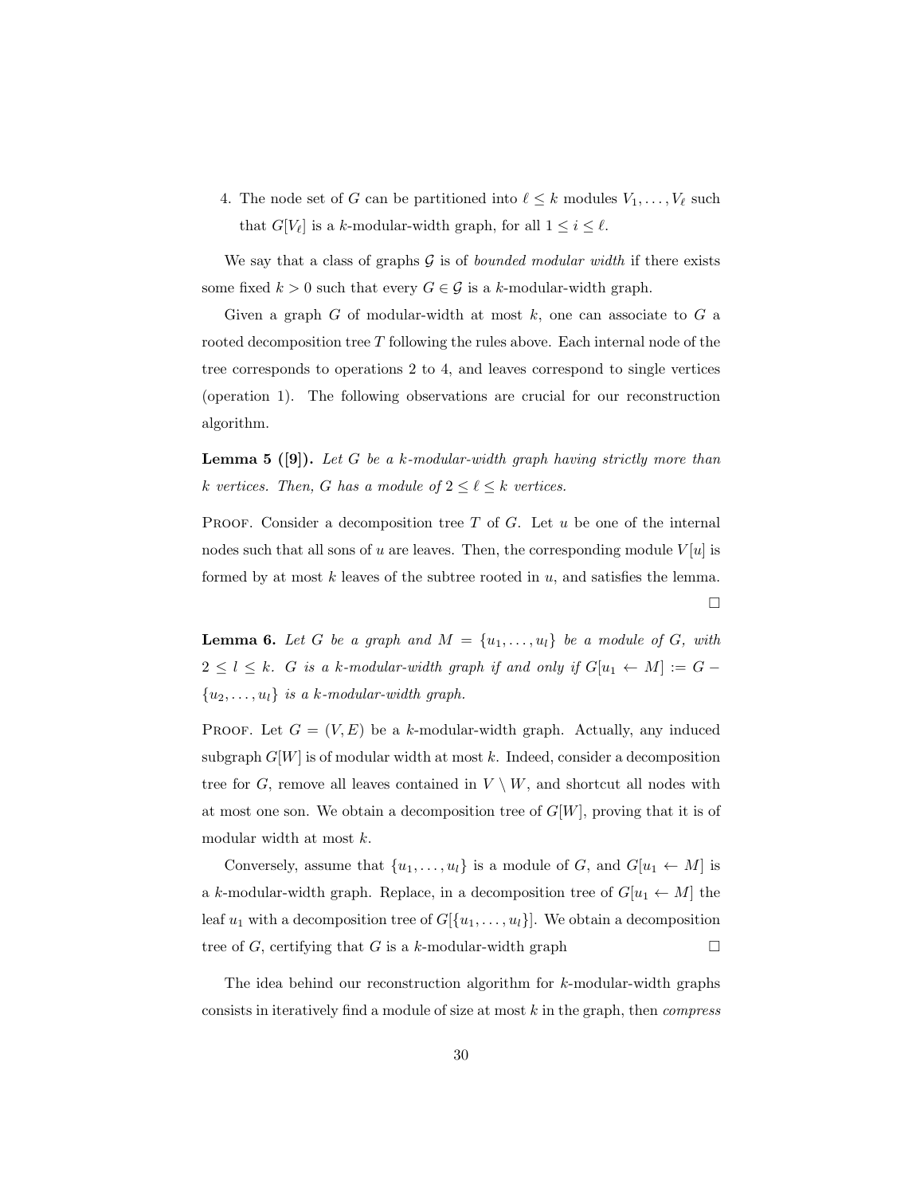4. The node set of $G$ can be partitioned into $\ell \leq k$ modules $V_1, \ldots, V_\ell$ such that $G[V_\ell]$ is a $k$-modular-width graph, for all $1 \leq i \leq \ell$.

We say that a class of graphs $\mathcal{G}$ is of *bounded modular width* if there exists some fixed $k > 0$ such that every $G \in \mathcal{G}$ is a $k$-modular-width graph.

Given a graph $G$ of modular-width at most $k$, one can associate to $G$ a rooted decomposition tree $T$ following the rules above. Each internal node of the tree corresponds to operations 2 to 4, and leaves correspond to single vertices (operation 1). The following observations are crucial for our reconstruction algorithm.

**Lemma 5 ([9]).** *Let $G$ be a $k$-modular-width graph having strictly more than $k$ vertices. Then, $G$ has a module of $2 \leq \ell \leq k$ vertices.*

Proof. Consider a decomposition tree $T$ of $G$. Let $u$ be one of the internal nodes such that all sons of $u$ are leaves. Then, the corresponding module $V[u]$ is formed by at most $k$ leaves of the subtree rooted in $u$, and satisfies the lemma. □

**Lemma 6.** *Let $G$ be a graph and $M = \{u_1, \ldots, u_l\}$ be a module of $G$, with $2 \leq l \leq k$. $G$ is a $k$-modular-width graph if and only if $G[u_1 \leftarrow M] := G - \{u_2, \ldots, u_l\}$ is a $k$-modular-width graph.*

Proof. Let $G = (V, E)$ be a $k$-modular-width graph. Actually, any induced subgraph $G[W]$ is of modular width at most $k$. Indeed, consider a decomposition tree for $G$, remove all leaves contained in $V \setminus W$, and shortcut all nodes with at most one son. We obtain a decomposition tree of $G[W]$, proving that it is of modular width at most $k$.

Conversely, assume that $\{u_1, \ldots, u_l\}$ is a module of $G$, and $G[u_1 \leftarrow M]$ is a $k$-modular-width graph. Replace, in a decomposition tree of $G[u_1 \leftarrow M]$ the leaf $u_1$ with a decomposition tree of $G[\{u_1, \ldots, u_l\}]$. We obtain a decomposition tree of $G$, certifying that $G$ is a $k$-modular-width graph □

The idea behind our reconstruction algorithm for $k$-modular-width graphs consists in iteratively find a module of size at most $k$ in the graph, then *compress*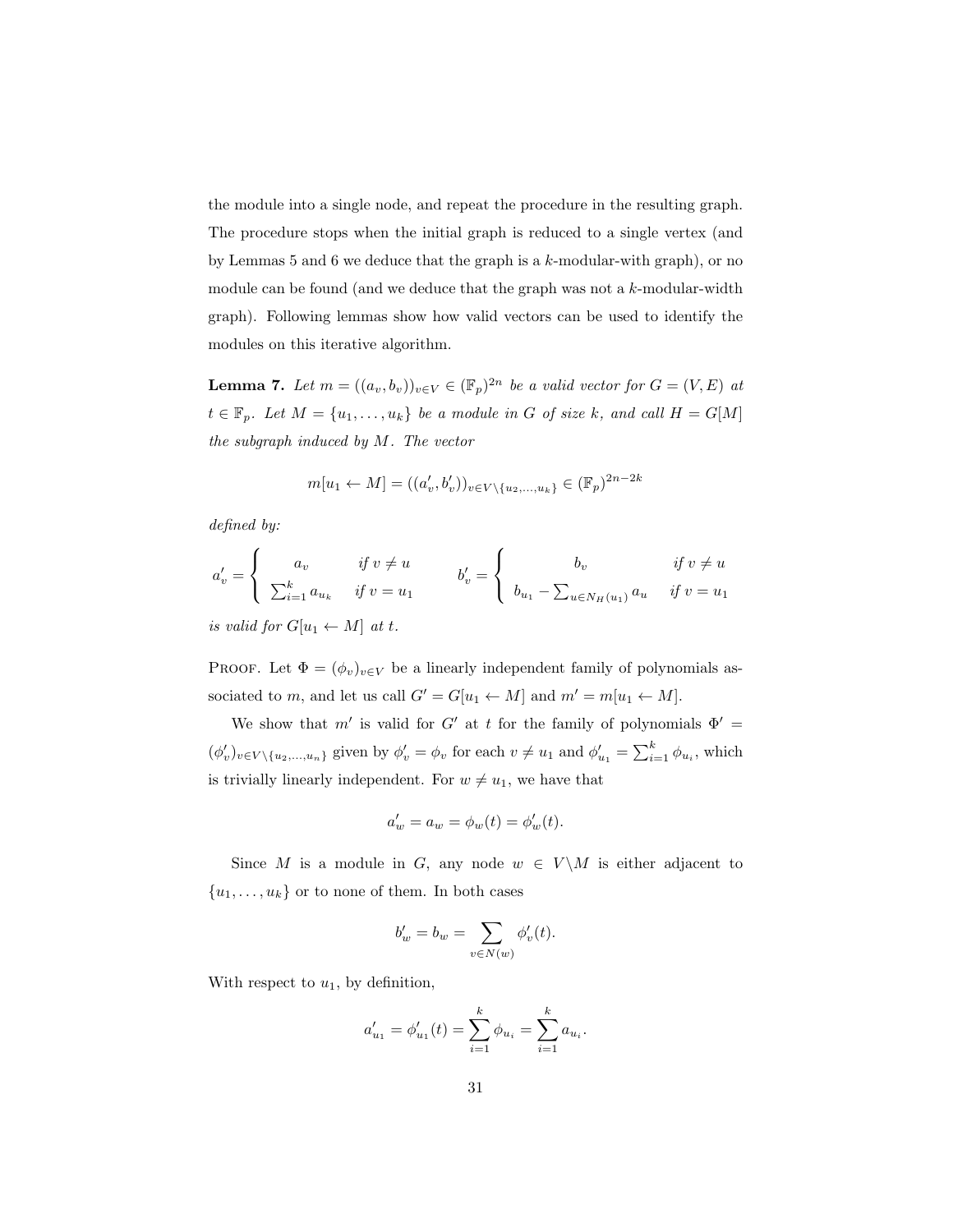the module into a single node, and repeat the procedure in the resulting graph. The procedure stops when the initial graph is reduced to a single vertex (and by Lemmas 5 and 6 we deduce that the graph is a $k$-modular-with graph), or no module can be found (and we deduce that the graph was not a $k$-modular-width graph). Following lemmas show how valid vectors can be used to identify the modules on this iterative algorithm.

**Lemma 7.** *Let $m = ((a_v, b_v))_{v \in V} \in (\mathbb{F}_p)^{2n}$ be a valid vector for $G = (V, E)$ at $t \in \mathbb{F}_p$. Let $M = \{u_1, \dots, u_k\}$ be a module in $G$ of size $k$, and call $H = G[M]$ the subgraph induced by $M$. The vector*

$$m[u_1 \leftarrow M] = ((a'_v, b'_v))_{v \in V \setminus \{u_2, \dots, u_k\}} \in (\mathbb{F}_p)^{2n-2k}$$

*defined by:*

$$a'_v = \begin{cases} a_v & \text{if } v \neq u \\ \sum_{i=1}^{k} a_{u_k} & \text{if } v = u_1 \end{cases} \qquad b'_v = \begin{cases} b_v & \text{if } v \neq u \\ b_{u_1} - \sum_{u \in N_H(u_1)} a_u & \text{if } v = u_1 \end{cases}$$

*is valid for $G[u_1 \leftarrow M]$ at $t$.*

Proof. Let $\Phi = (\phi_v)_{v \in V}$ be a linearly independent family of polynomials associated to $m$, and let us call $G' = G[u_1 \leftarrow M]$ and $m' = m[u_1 \leftarrow M]$.

We show that $m'$ is valid for $G'$ at $t$ for the family of polynomials $\Phi' = (\phi'_v)_{v \in V \setminus \{u_2, \dots, u_n\}}$ given by $\phi'_v = \phi_v$ for each $v \neq u_1$ and $\phi'_{u_1} = \sum_{i=1}^{k} \phi_{u_i}$, which is trivially linearly independent. For $w \neq u_1$, we have that

$$a'_w = a_w = \phi_w(t) = \phi'_w(t).$$

Since $M$ is a module in $G$, any node $w \in V \setminus M$ is either adjacent to $\{u_1, \dots, u_k\}$ or to none of them. In both cases

$$b'_w = b_w = \sum_{v \in N(w)} \phi'_v(t).$$

With respect to $u_1$, by definition,

$$a'_{u_1} = \phi'_{u_1}(t) = \sum_{i=1}^{k} \phi_{u_i} = \sum_{i=1}^{k} a_{u_i}.$$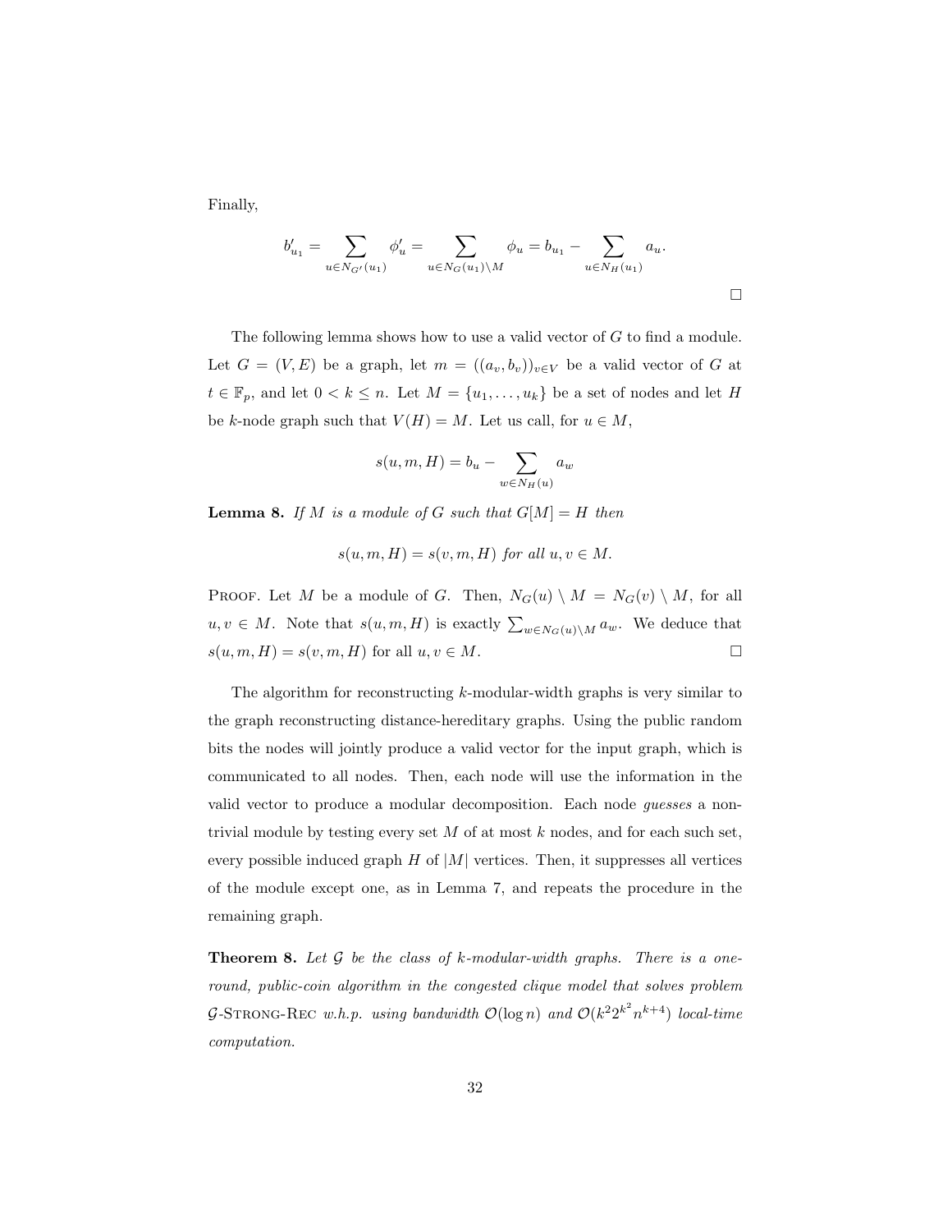Finally,

$$b'_{u_1} = \sum_{u \in N_{G'}(u_1)} \phi'_u = \sum_{u \in N_G(u_1) \setminus M} \phi_u = b_{u_1} - \sum_{u \in N_H(u_1)} a_u.$$

□

The following lemma shows how to use a valid vector of $G$ to find a module. Let $G = (V, E)$ be a graph, let $m = ((a_v, b_v))_{v \in V}$ be a valid vector of $G$ at $t \in \mathbb{F}_p$, and let $0 < k \leq n$. Let $M = \{u_1, \ldots, u_k\}$ be a set of nodes and let $H$ be $k$-node graph such that $V(H) = M$. Let us call, for $u \in M$,

$$s(u, m, H) = b_u - \sum_{w \in N_H(u)} a_w$$

**Lemma 8.** *If $M$ is a module of $G$ such that $G[M] = H$ then*

$$s(u, m, H) = s(v, m, H) \text{ for all } u, v \in M.$$

Proof. Let $M$ be a module of $G$. Then, $N_G(u) \setminus M = N_G(v) \setminus M$, for all $u, v \in M$. Note that $s(u, m, H)$ is exactly $\sum_{w \in N_G(u) \setminus M} a_w$. We deduce that $s(u, m, H) = s(v, m, H)$ for all $u, v \in M$. □

The algorithm for reconstructing $k$-modular-width graphs is very similar to the graph reconstructing distance-hereditary graphs. Using the public random bits the nodes will jointly produce a valid vector for the input graph, which is communicated to all nodes. Then, each node will use the information in the valid vector to produce a modular decomposition. Each node *guesses* a non-trivial module by testing every set $M$ of at most $k$ nodes, and for each such set, every possible induced graph $H$ of $|M|$ vertices. Then, it suppresses all vertices of the module except one, as in Lemma 7, and repeats the procedure in the remaining graph.

**Theorem 8.** *Let $\mathcal{G}$ be the class of $k$-modular-width graphs. There is a one-round, public-coin algorithm in the congested clique model that solves problem $\mathcal{G}$-Strong-Rec w.h.p. using bandwidth $\mathcal{O}(\log n)$ and $\mathcal{O}(k^2 2^{k^2} n^{k+4})$ local-time computation.*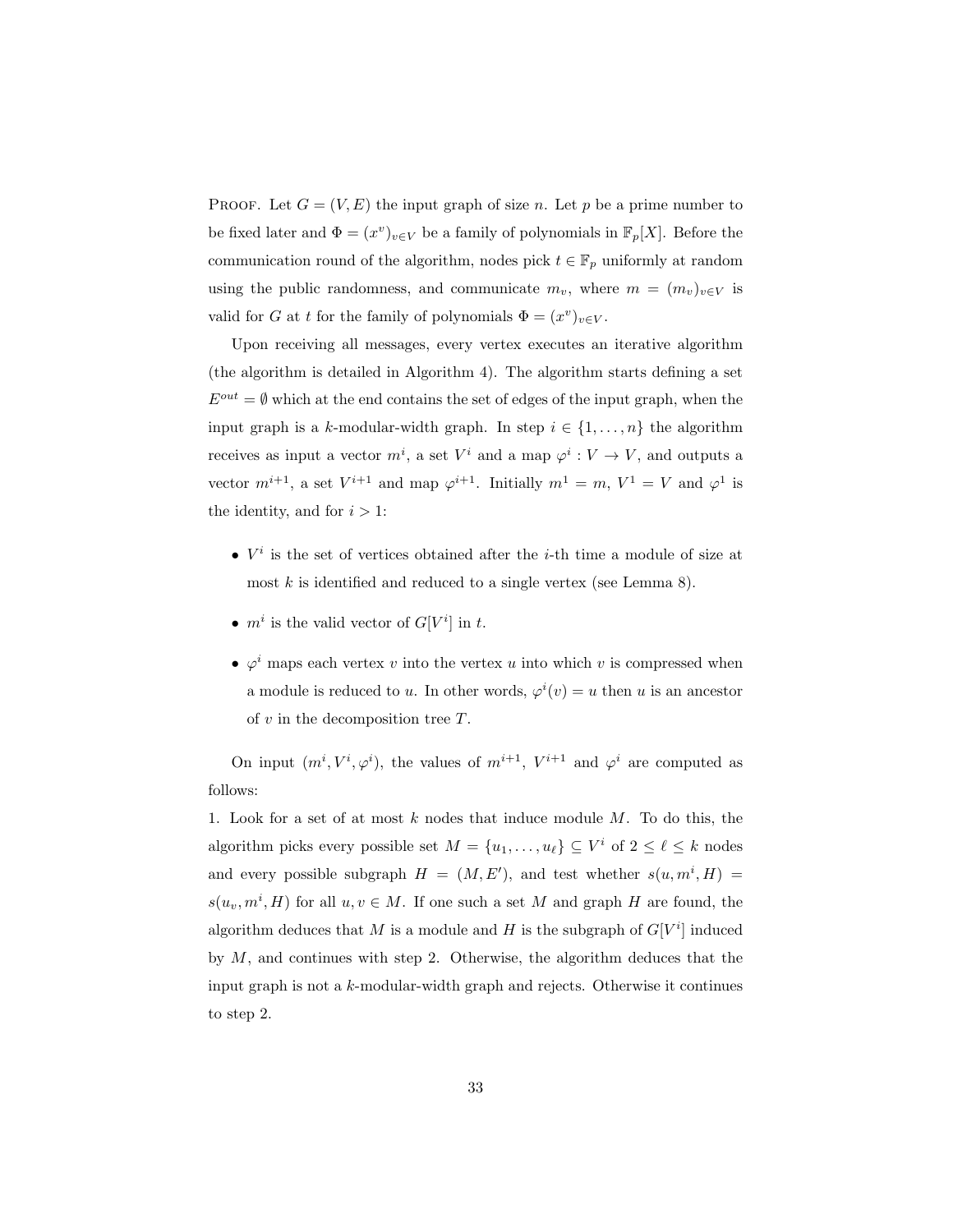PROOF. Let $G = (V, E)$ the input graph of size $n$. Let $p$ be a prime number to be fixed later and $\Phi = (x^v)_{v \in V}$ be a family of polynomials in $\mathbb{F}_p[X]$. Before the communication round of the algorithm, nodes pick $t \in \mathbb{F}_p$ uniformly at random using the public randomness, and communicate $m_v$, where $m = (m_v)_{v \in V}$ is valid for $G$ at $t$ for the family of polynomials $\Phi = (x^v)_{v \in V}$.

Upon receiving all messages, every vertex executes an iterative algorithm (the algorithm is detailed in Algorithm 4). The algorithm starts defining a set $E^{out} = \emptyset$ which at the end contains the set of edges of the input graph, when the input graph is a $k$-modular-width graph. In step $i \in \{1, \dots, n\}$ the algorithm receives as input a vector $m^i$, a set $V^i$ and a map $\varphi^i : V \to V$, and outputs a vector $m^{i+1}$, a set $V^{i+1}$ and map $\varphi^{i+1}$. Initially $m^1 = m$, $V^1 = V$ and $\varphi^1$ is the identity, and for $i > 1$:

- $V^i$ is the set of vertices obtained after the $i$-th time a module of size at most $k$ is identified and reduced to a single vertex (see Lemma 8).
- $m^i$ is the valid vector of $G[V^i]$ in $t$.
- $\varphi^i$ maps each vertex $v$ into the vertex $u$ into which $v$ is compressed when a module is reduced to $u$. In other words, $\varphi^i(v) = u$ then $u$ is an ancestor of $v$ in the decomposition tree $T$.

On input $(m^i, V^i, \varphi^i)$, the values of $m^{i+1}$, $V^{i+1}$ and $\varphi^i$ are computed as follows:

1. Look for a set of at most $k$ nodes that induce module $M$. To do this, the algorithm picks every possible set $M = \{u_1, \dots, u_\ell\} \subseteq V^i$ of $2 \leq \ell \leq k$ nodes and every possible subgraph $H = (M, E')$, and test whether $s(u, m^i, H) = s(u_v, m^i, H)$ for all $u, v \in M$. If one such a set $M$ and graph $H$ are found, the algorithm deduces that $M$ is a module and $H$ is the subgraph of $G[V^i]$ induced by $M$, and continues with step 2. Otherwise, the algorithm deduces that the input graph is not a $k$-modular-width graph and rejects. Otherwise it continues to step 2.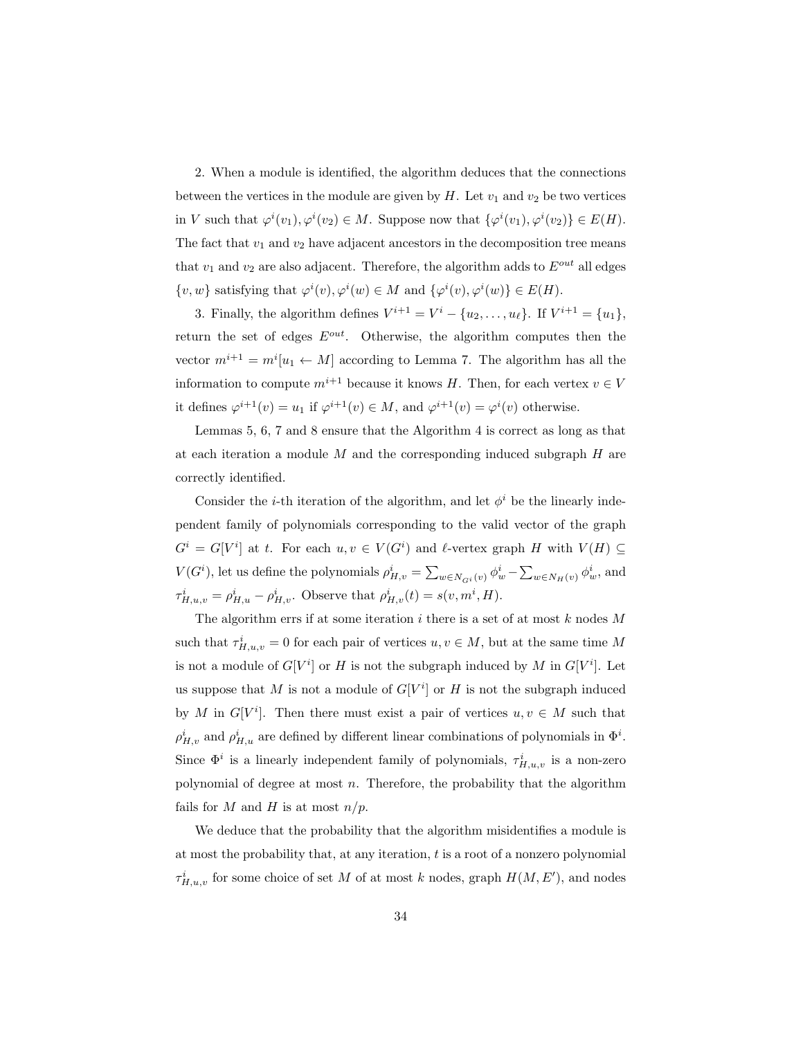2. When a module is identified, the algorithm deduces that the connections between the vertices in the module are given by $H$. Let $v_1$ and $v_2$ be two vertices in $V$ such that $\varphi^i(v_1), \varphi^i(v_2) \in M$. Suppose now that $\{\varphi^i(v_1), \varphi^i(v_2)\} \in E(H)$. The fact that $v_1$ and $v_2$ have adjacent ancestors in the decomposition tree means that $v_1$ and $v_2$ are also adjacent. Therefore, the algorithm adds to $E^{out}$ all edges $\{v, w\}$ satisfying that $\varphi^i(v), \varphi^i(w) \in M$ and $\{\varphi^i(v), \varphi^i(w)\} \in E(H)$.

3. Finally, the algorithm defines $V^{i+1} = V^i - \{u_2, \ldots, u_\ell\}$. If $V^{i+1} = \{u_1\}$, return the set of edges $E^{out}$. Otherwise, the algorithm computes then the vector $m^{i+1} = m^i[u_1 \leftarrow M]$ according to Lemma 7. The algorithm has all the information to compute $m^{i+1}$ because it knows $H$. Then, for each vertex $v \in V$ it defines $\varphi^{i+1}(v) = u_1$ if $\varphi^{i+1}(v) \in M$, and $\varphi^{i+1}(v) = \varphi^i(v)$ otherwise.

Lemmas 5, 6, 7 and 8 ensure that the Algorithm 4 is correct as long as that at each iteration a module $M$ and the corresponding induced subgraph $H$ are correctly identified.

Consider the $i$-th iteration of the algorithm, and let $\phi^i$ be the linearly independent family of polynomials corresponding to the valid vector of the graph $G^i = G[V^i]$ at $t$. For each $u, v \in V(G^i)$ and $\ell$-vertex graph $H$ with $V(H) \subseteq V(G^i)$, let us define the polynomials $\rho^i_{H,v} = \sum_{w \in N_{G^i}(v)} \phi^i_w - \sum_{w \in N_H(v)} \phi^i_w$, and $\tau^i_{H,u,v} = \rho^i_{H,u} - \rho^i_{H,v}$. Observe that $\rho^i_{H,v}(t) = s(v, m^i, H)$.

The algorithm errs if at some iteration $i$ there is a set of at most $k$ nodes $M$ such that $\tau^i_{H,u,v} = 0$ for each pair of vertices $u, v \in M$, but at the same time $M$ is not a module of $G[V^i]$ or $H$ is not the subgraph induced by $M$ in $G[V^i]$. Let us suppose that $M$ is not a module of $G[V^i]$ or $H$ is not the subgraph induced by $M$ in $G[V^i]$. Then there must exist a pair of vertices $u, v \in M$ such that $\rho^i_{H,v}$ and $\rho^i_{H,u}$ are defined by different linear combinations of polynomials in $\Phi^i$. Since $\Phi^i$ is a linearly independent family of polynomials, $\tau^i_{H,u,v}$ is a non-zero polynomial of degree at most $n$. Therefore, the probability that the algorithm fails for $M$ and $H$ is at most $n/p$.

We deduce that the probability that the algorithm misidentifies a module is at most the probability that, at any iteration, $t$ is a root of a nonzero polynomial $\tau^i_{H,u,v}$ for some choice of set $M$ of at most $k$ nodes, graph $H(M, E')$, and nodes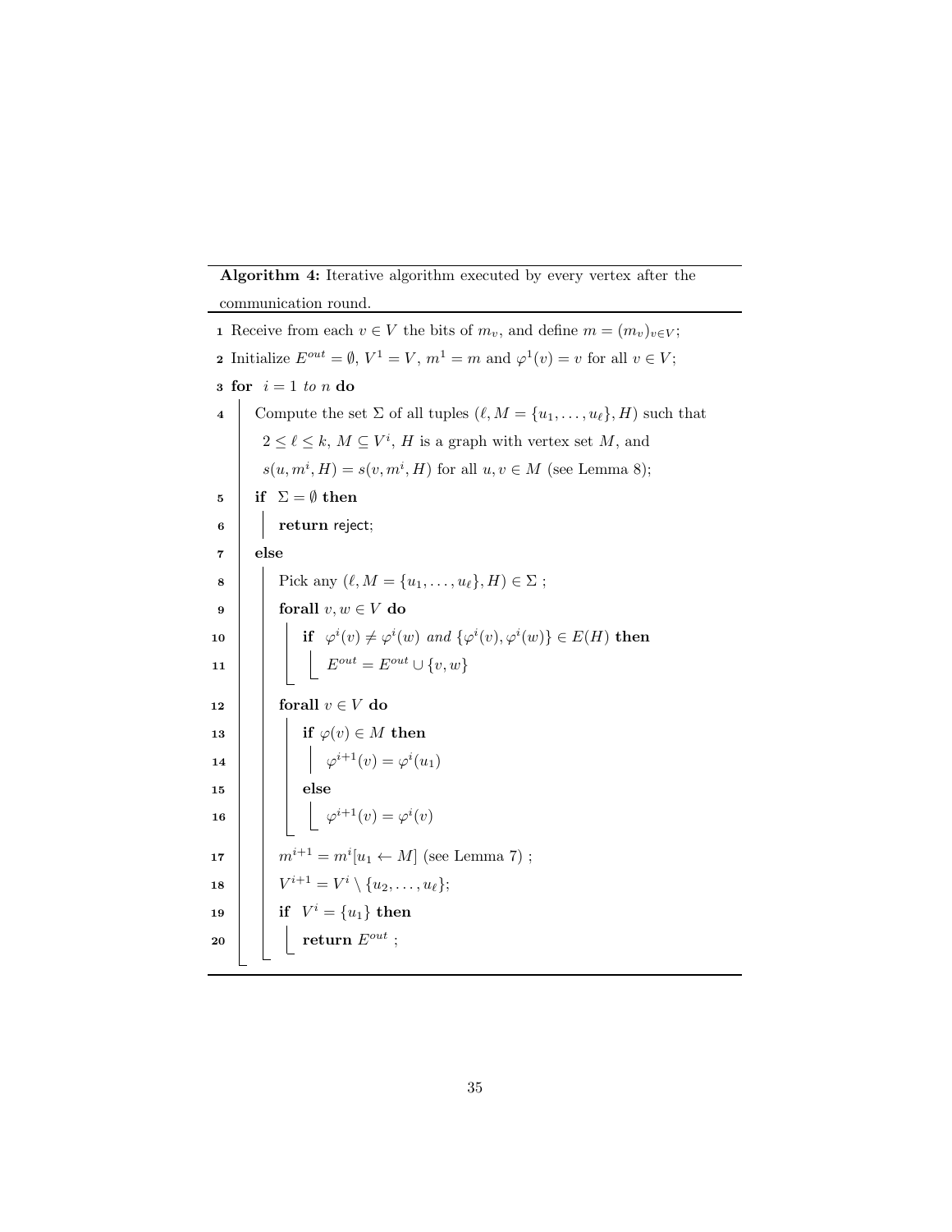**Algorithm 4:** Iterative algorithm executed by every vertex after the communication round.

```
1  Receive from each v ∈ V the bits of m_v, and define m = (m_v)_{v∈V};
2  Initialize E^out = ∅, V^1 = V, m^1 = m and φ^1(v) = v for all v ∈ V;
3  for i = 1 to n do
4      Compute the set Σ of all tuples (ℓ, M = {u_1, ..., u_ℓ}, H) such that
       2 ≤ ℓ ≤ k, M ⊆ V^i, H is a graph with vertex set M, and
       s(u, m^i, H) = s(v, m^i, H) for all u, v ∈ M (see Lemma 8);
5      if Σ = ∅ then
6          return reject;
7      else
8          Pick any (ℓ, M = {u_1, ..., u_ℓ}, H) ∈ Σ ;
9          forall v, w ∈ V do
10             if φ^i(v) ≠ φ^i(w) and {φ^i(v), φ^i(w)} ∈ E(H) then
11                 E^out = E^out ∪ {v, w}
12         forall v ∈ V do
13             if φ(v) ∈ M then
14                 φ^{i+1}(v) = φ^i(u_1)
15             else
16                 φ^{i+1}(v) = φ^i(v)
17         m^{i+1} = m^i[u_1 ← M] (see Lemma 7) ;
18         V^{i+1} = V^i \ {u_2, ..., u_ℓ};
19         if V^i = {u_1} then
20             return E^out ;
```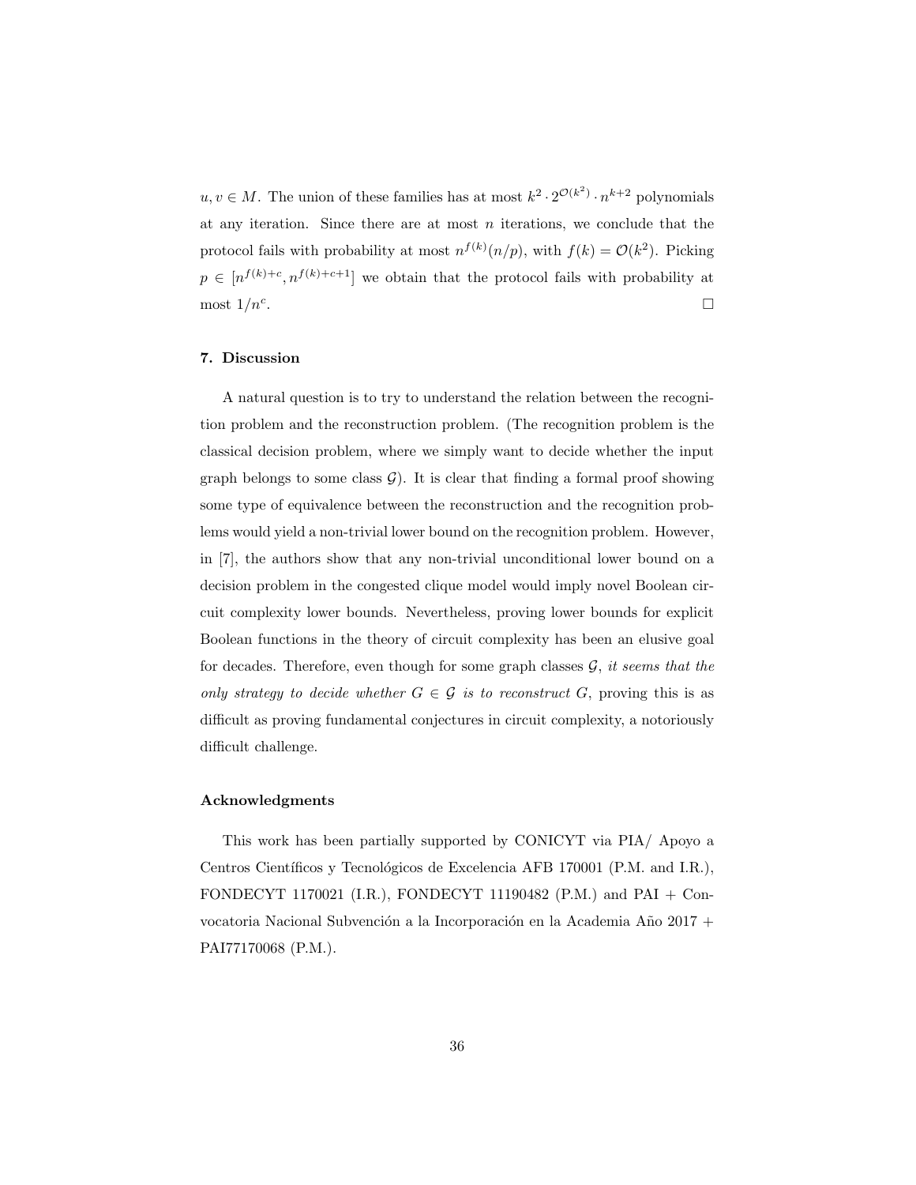$u, v \in M$. The union of these families has at most $k^2 \cdot 2^{\mathcal{O}(k^2)} \cdot n^{k+2}$ polynomials at any iteration. Since there are at most $n$ iterations, we conclude that the protocol fails with probability at most $n^{f(k)}(n/p)$, with $f(k) = \mathcal{O}(k^2)$. Picking $p \in [n^{f(k)+c}, n^{f(k)+c+1}]$ we obtain that the protocol fails with probability at most $1/n^c$. □

## 7. Discussion

A natural question is to try to understand the relation between the recognition problem and the reconstruction problem. (The recognition problem is the classical decision problem, where we simply want to decide whether the input graph belongs to some class $\mathcal{G}$). It is clear that finding a formal proof showing some type of equivalence between the reconstruction and the recognition problems would yield a non-trivial lower bound on the recognition problem. However, in [7], the authors show that any non-trivial unconditional lower bound on a decision problem in the congested clique model would imply novel Boolean circuit complexity lower bounds. Nevertheless, proving lower bounds for explicit Boolean functions in the theory of circuit complexity has been an elusive goal for decades. Therefore, even though for some graph classes $\mathcal{G}$, *it seems that the only strategy to decide whether $G \in \mathcal{G}$ is to reconstruct $G$*, proving this is as difficult as proving fundamental conjectures in circuit complexity, a notoriously difficult challenge.

## Acknowledgments

This work has been partially supported by CONICYT via PIA/ Apoyo a Centros Científicos y Tecnológicos de Excelencia AFB 170001 (P.M. and I.R.), FONDECYT 1170021 (I.R.), FONDECYT 11190482 (P.M.) and PAI + Convocatoria Nacional Subvención a la Incorporación en la Academia Año 2017 + PAI77170068 (P.M.).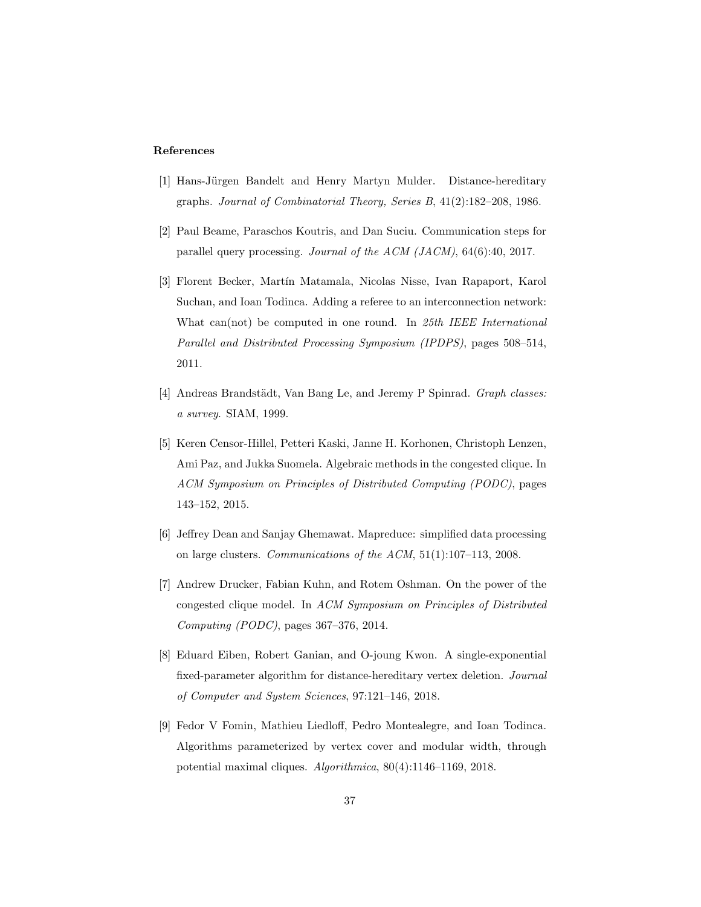### References

[1] Hans-Jürgen Bandelt and Henry Martyn Mulder. Distance-hereditary graphs. *Journal of Combinatorial Theory, Series B*, 41(2):182–208, 1986.

[2] Paul Beame, Paraschos Koutris, and Dan Suciu. Communication steps for parallel query processing. *Journal of the ACM (JACM)*, 64(6):40, 2017.

[3] Florent Becker, Martín Matamala, Nicolas Nisse, Ivan Rapaport, Karol Suchan, and Ioan Todinca. Adding a referee to an interconnection network: What can(not) be computed in one round. In *25th IEEE International Parallel and Distributed Processing Symposium (IPDPS)*, pages 508–514, 2011.

[4] Andreas Brandstädt, Van Bang Le, and Jeremy P Spinrad. *Graph classes: a survey*. SIAM, 1999.

[5] Keren Censor-Hillel, Petteri Kaski, Janne H. Korhonen, Christoph Lenzen, Ami Paz, and Jukka Suomela. Algebraic methods in the congested clique. In *ACM Symposium on Principles of Distributed Computing (PODC)*, pages 143–152, 2015.

[6] Jeffrey Dean and Sanjay Ghemawat. Mapreduce: simplified data processing on large clusters. *Communications of the ACM*, 51(1):107–113, 2008.

[7] Andrew Drucker, Fabian Kuhn, and Rotem Oshman. On the power of the congested clique model. In *ACM Symposium on Principles of Distributed Computing (PODC)*, pages 367–376, 2014.

[8] Eduard Eiben, Robert Ganian, and O-joung Kwon. A single-exponential fixed-parameter algorithm for distance-hereditary vertex deletion. *Journal of Computer and System Sciences*, 97:121–146, 2018.

[9] Fedor V Fomin, Mathieu Liedloff, Pedro Montealegre, and Ioan Todinca. Algorithms parameterized by vertex cover and modular width, through potential maximal cliques. *Algorithmica*, 80(4):1146–1169, 2018.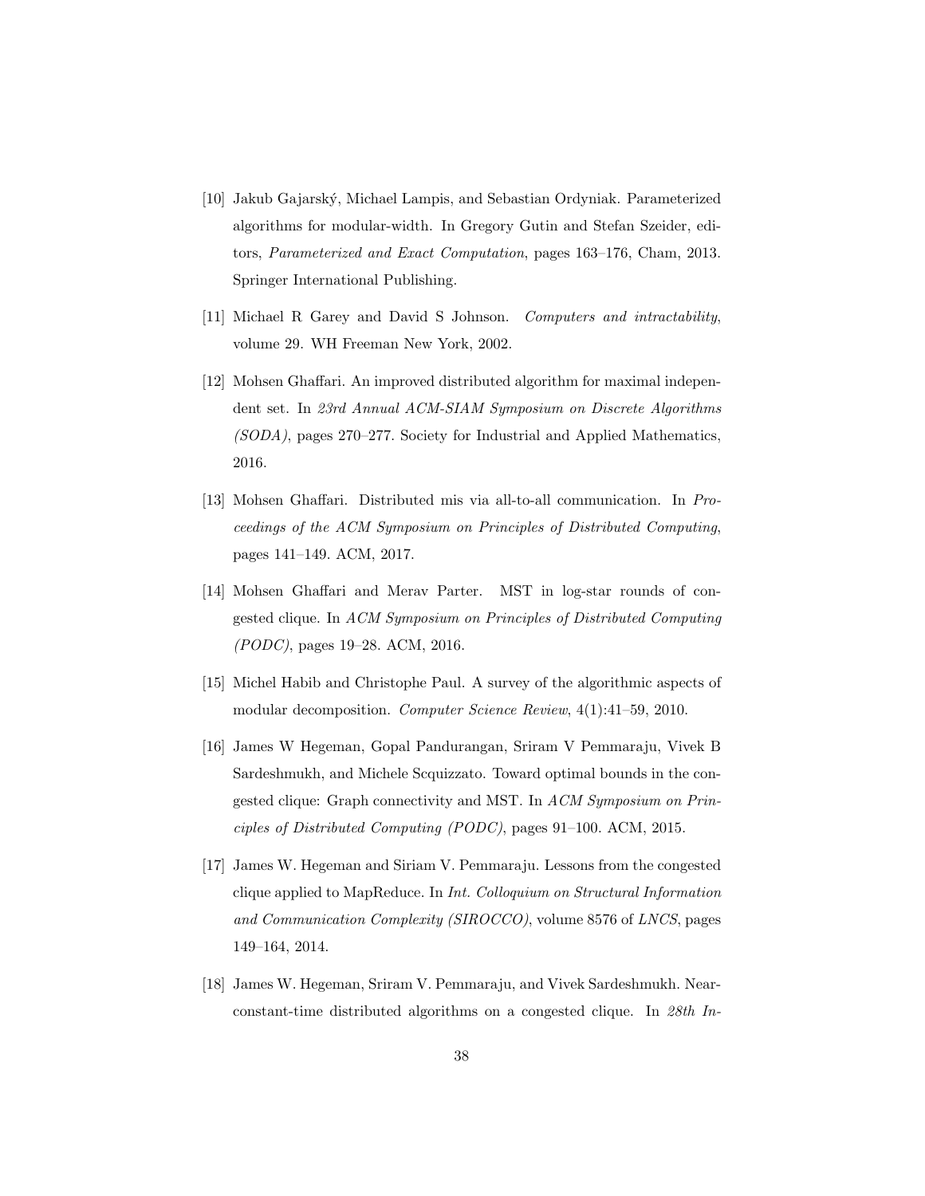[10] Jakub Gajarský, Michael Lampis, and Sebastian Ordyniak. Parameterized algorithms for modular-width. In Gregory Gutin and Stefan Szeider, editors, *Parameterized and Exact Computation*, pages 163–176, Cham, 2013. Springer International Publishing.

[11] Michael R Garey and David S Johnson. *Computers and intractability*, volume 29. WH Freeman New York, 2002.

[12] Mohsen Ghaffari. An improved distributed algorithm for maximal independent set. In *23rd Annual ACM-SIAM Symposium on Discrete Algorithms (SODA)*, pages 270–277. Society for Industrial and Applied Mathematics, 2016.

[13] Mohsen Ghaffari. Distributed mis via all-to-all communication. In *Proceedings of the ACM Symposium on Principles of Distributed Computing*, pages 141–149. ACM, 2017.

[14] Mohsen Ghaffari and Merav Parter. MST in log-star rounds of congested clique. In *ACM Symposium on Principles of Distributed Computing (PODC)*, pages 19–28. ACM, 2016.

[15] Michel Habib and Christophe Paul. A survey of the algorithmic aspects of modular decomposition. *Computer Science Review*, 4(1):41–59, 2010.

[16] James W Hegeman, Gopal Pandurangan, Sriram V Pemmaraju, Vivek B Sardeshmukh, and Michele Scquizzato. Toward optimal bounds in the congested clique: Graph connectivity and MST. In *ACM Symposium on Principles of Distributed Computing (PODC)*, pages 91–100. ACM, 2015.

[17] James W. Hegeman and Siriam V. Pemmaraju. Lessons from the congested clique applied to MapReduce. In *Int. Colloquium on Structural Information and Communication Complexity (SIROCCO)*, volume 8576 of *LNCS*, pages 149–164, 2014.

[18] James W. Hegeman, Sriram V. Pemmaraju, and Vivek Sardeshmukh. Near-constant-time distributed algorithms on a congested clique. In *28th In-*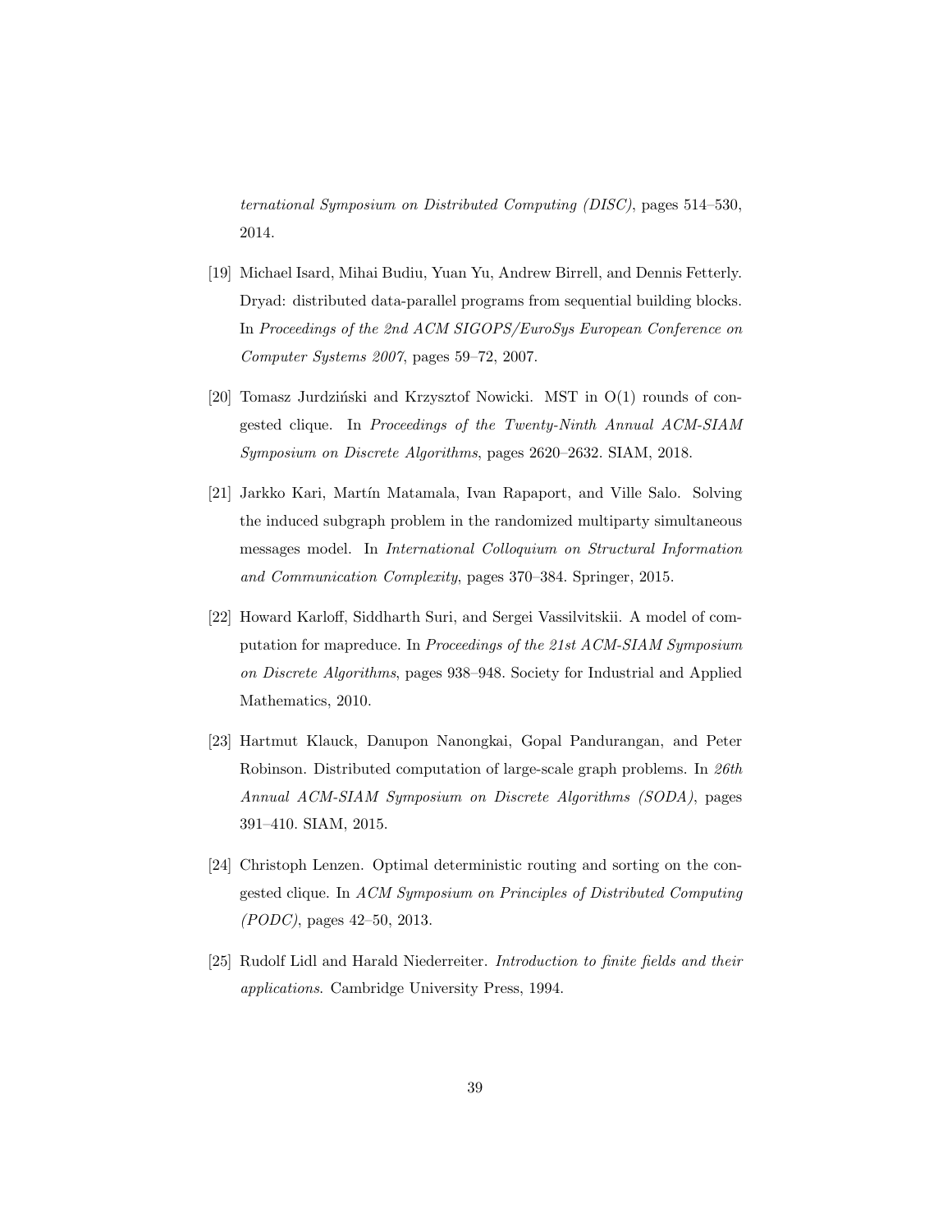ternational Symposium on Distributed Computing (DISC)*, pages 514–530, 2014.

[19] Michael Isard, Mihai Budiu, Yuan Yu, Andrew Birrell, and Dennis Fetterly. Dryad: distributed data-parallel programs from sequential building blocks. In *Proceedings of the 2nd ACM SIGOPS/EuroSys European Conference on Computer Systems 2007*, pages 59–72, 2007.

[20] Tomasz Jurdziński and Krzysztof Nowicki. MST in O(1) rounds of congested clique. In *Proceedings of the Twenty-Ninth Annual ACM-SIAM Symposium on Discrete Algorithms*, pages 2620–2632. SIAM, 2018.

[21] Jarkko Kari, Martín Matamala, Ivan Rapaport, and Ville Salo. Solving the induced subgraph problem in the randomized multiparty simultaneous messages model. In *International Colloquium on Structural Information and Communication Complexity*, pages 370–384. Springer, 2015.

[22] Howard Karloff, Siddharth Suri, and Sergei Vassilvitskii. A model of computation for mapreduce. In *Proceedings of the 21st ACM-SIAM Symposium on Discrete Algorithms*, pages 938–948. Society for Industrial and Applied Mathematics, 2010.

[23] Hartmut Klauck, Danupon Nanongkai, Gopal Pandurangan, and Peter Robinson. Distributed computation of large-scale graph problems. In *26th Annual ACM-SIAM Symposium on Discrete Algorithms (SODA)*, pages 391–410. SIAM, 2015.

[24] Christoph Lenzen. Optimal deterministic routing and sorting on the congested clique. In *ACM Symposium on Principles of Distributed Computing (PODC)*, pages 42–50, 2013.

[25] Rudolf Lidl and Harald Niederreiter. *Introduction to finite fields and their applications*. Cambridge University Press, 1994.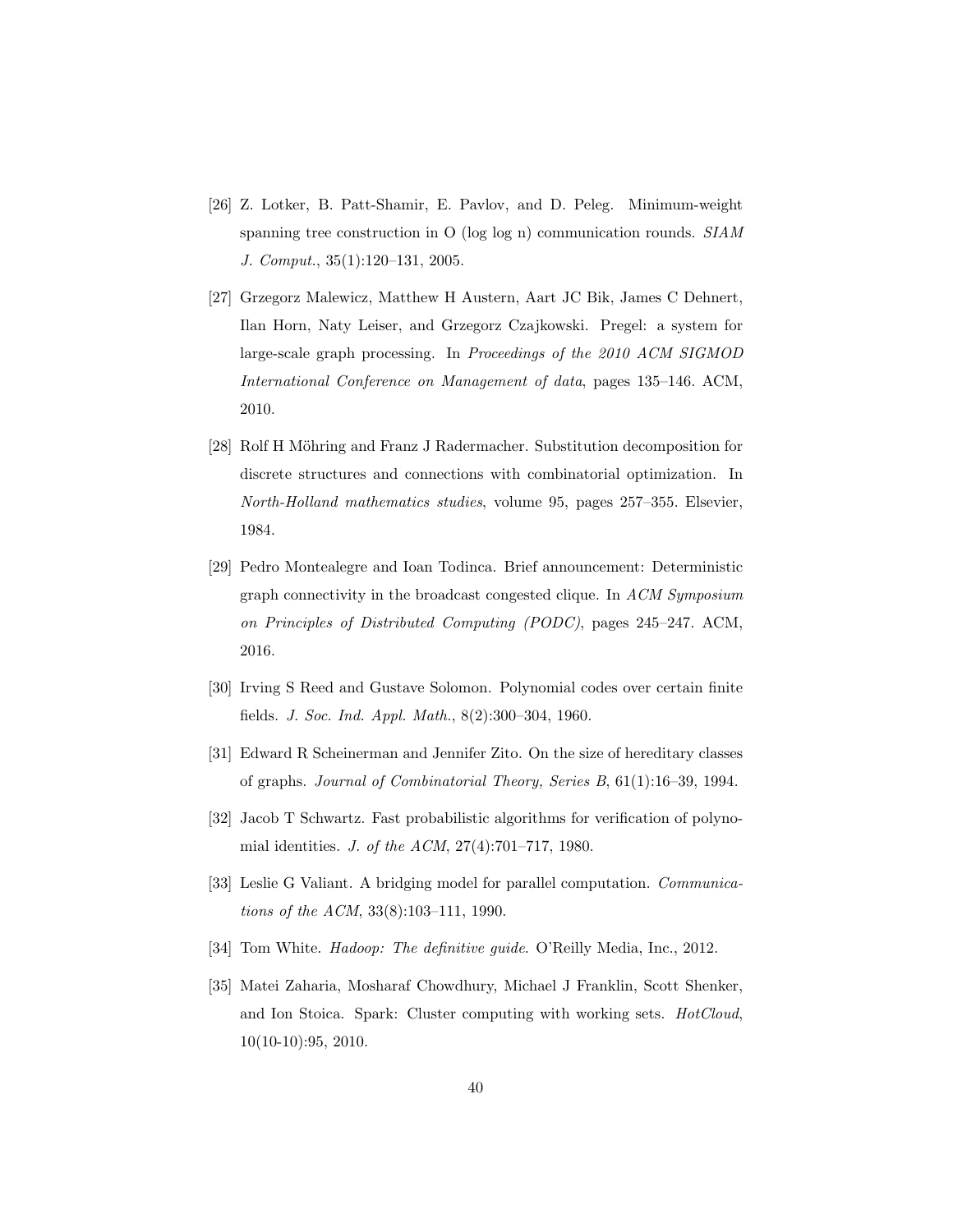[26] Z. Lotker, B. Patt-Shamir, E. Pavlov, and D. Peleg. Minimum-weight spanning tree construction in O (log log n) communication rounds. *SIAM J. Comput.*, 35(1):120–131, 2005.

[27] Grzegorz Malewicz, Matthew H Austern, Aart JC Bik, James C Dehnert, Ilan Horn, Naty Leiser, and Grzegorz Czajkowski. Pregel: a system for large-scale graph processing. In *Proceedings of the 2010 ACM SIGMOD International Conference on Management of data*, pages 135–146. ACM, 2010.

[28] Rolf H Möhring and Franz J Radermacher. Substitution decomposition for discrete structures and connections with combinatorial optimization. In *North-Holland mathematics studies*, volume 95, pages 257–355. Elsevier, 1984.

[29] Pedro Montealegre and Ioan Todinca. Brief announcement: Deterministic graph connectivity in the broadcast congested clique. In *ACM Symposium on Principles of Distributed Computing (PODC)*, pages 245–247. ACM, 2016.

[30] Irving S Reed and Gustave Solomon. Polynomial codes over certain finite fields. *J. Soc. Ind. Appl. Math.*, 8(2):300–304, 1960.

[31] Edward R Scheinerman and Jennifer Zito. On the size of hereditary classes of graphs. *Journal of Combinatorial Theory, Series B*, 61(1):16–39, 1994.

[32] Jacob T Schwartz. Fast probabilistic algorithms for verification of polynomial identities. *J. of the ACM*, 27(4):701–717, 1980.

[33] Leslie G Valiant. A bridging model for parallel computation. *Communications of the ACM*, 33(8):103–111, 1990.

[34] Tom White. *Hadoop: The definitive guide*. O'Reilly Media, Inc., 2012.

[35] Matei Zaharia, Mosharaf Chowdhury, Michael J Franklin, Scott Shenker, and Ion Stoica. Spark: Cluster computing with working sets. *HotCloud*, 10(10-10):95, 2010.